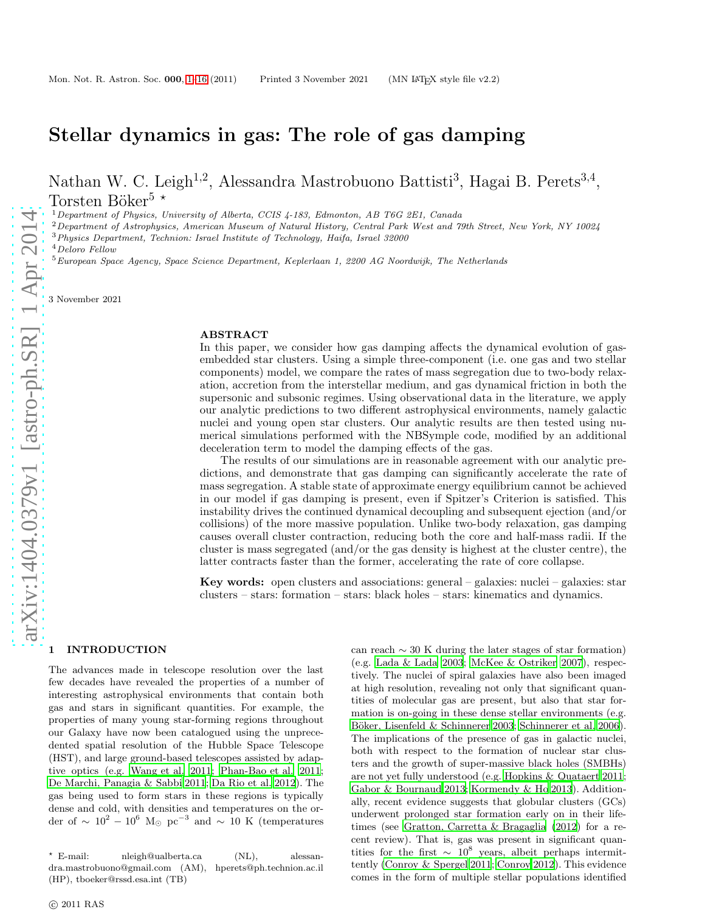# Stellar dynamics in gas: The role of gas damping

Nathan W. C. Leigh[1,2], Alessandra Mastrobuono Battisti[3], Hagai B. Perets[3,4], Torsten Böker[5] ⋆

[1] *Department of Physics, University of Alberta, CCIS 4-183, Edmonton, AB T6G 2E1, Canada*
[2] *Department of Astrophysics, American Museum of Natural History, Central Park West and 79th Street, New York, NY 10024*
[3] *Physics Department, Technion: Israel Institute of Technology, Haifa, Israel 32000*
[4] *Deloro Fellow*
[5] *European Space Agency, Space Science Department, Keplerlaan 1, 2200 AG Noordwijk, The Netherlands*

3 November 2021

## ABSTRACT

In this paper, we consider how gas damping affects the dynamical evolution of gas-embedded star clusters. Using a simple three-component (i.e. one gas and two stellar components) model, we compare the rates of mass segregation due to two-body relaxation, accretion from the interstellar medium, and gas dynamical friction in both the supersonic and subsonic regimes. Using observational data in the literature, we apply our analytic predictions to two different astrophysical environments, namely galactic nuclei and young open star clusters. Our analytic results are then tested using numerical simulations performed with the NBSymple code, modified by an additional deceleration term to model the damping effects of the gas.

The results of our simulations are in reasonable agreement with our analytic predictions, and demonstrate that gas damping can significantly accelerate the rate of mass segregation. A stable state of approximate energy equilibrium cannot be achieved in our model if gas damping is present, even if Spitzer's Criterion is satisfied. This instability drives the continued dynamical decoupling and subsequent ejection (and/or collisions) of the more massive population. Unlike two-body relaxation, gas damping causes overall cluster contraction, reducing both the core and half-mass radii. If the cluster is mass segregated (and/or the gas density is highest at the cluster centre), the latter contracts faster than the former, accelerating the rate of core collapse.

**Key words:** open clusters and associations: general – galaxies: nuclei – galaxies: star clusters – stars: formation – stars: black holes – stars: kinematics and dynamics.

## 1 INTRODUCTION

The advances made in telescope resolution over the last few decades have revealed the properties of a number of interesting astrophysical environments that contain both gas and stars in significant quantities. For example, the properties of many young star-forming regions throughout our Galaxy have now been catalogued using the unprecedented spatial resolution of the Hubble Space Telescope (HST), and large ground-based telescopes assisted by adaptive optics (e.g. Wang et al. 2011; Phan-Bao et al. 2011; De Marchi, Panagia & Sabbi 2011; Da Rio et al. 2012). The gas being used to form stars in these regions is typically dense and cold, with densities and temperatures on the order of $\sim 10^2 - 10^6$ M$_{\odot}$ pc$^{-3}$ and $\sim 10$ K (temperatures can reach $\sim 30$ K during the later stages of star formation) (e.g. Lada & Lada 2003; McKee & Ostriker 2007), respectively. The nuclei of spiral galaxies have also been imaged at high resolution, revealing not only that significant quantities of molecular gas are present, but also that star formation is on-going in these dense stellar environments (e.g. Böker, Lisenfeld & Schinnerer 2003; Schinnerer et al. 2006). The implications of the presence of gas in galactic nuclei, both with respect to the formation of nuclear star clusters and the growth of super-massive black holes (SMBHs) are not yet fully understood (e.g. Hopkins & Quataert 2011; Gabor & Bournaud 2013; Kormendy & Ho 2013). Additionally, recent evidence suggests that globular clusters (GCs) underwent prolonged star formation early on in their lifetimes (see Gratton, Carretta & Bragaglia (2012) for a recent review). That is, gas was present in significant quantities for the first $\sim 10^8$ years, albeit perhaps intermittently (Conroy & Spergel 2011; Conroy 2012). This evidence comes in the form of multiple stellar populations identified

⋆ E-mail: nleigh@ualberta.ca (NL), alessandra.mastrobuono@gmail.com (AM), hperets@ph.technion.ac.il (HP), tboeker@rssd.esa.int (TB)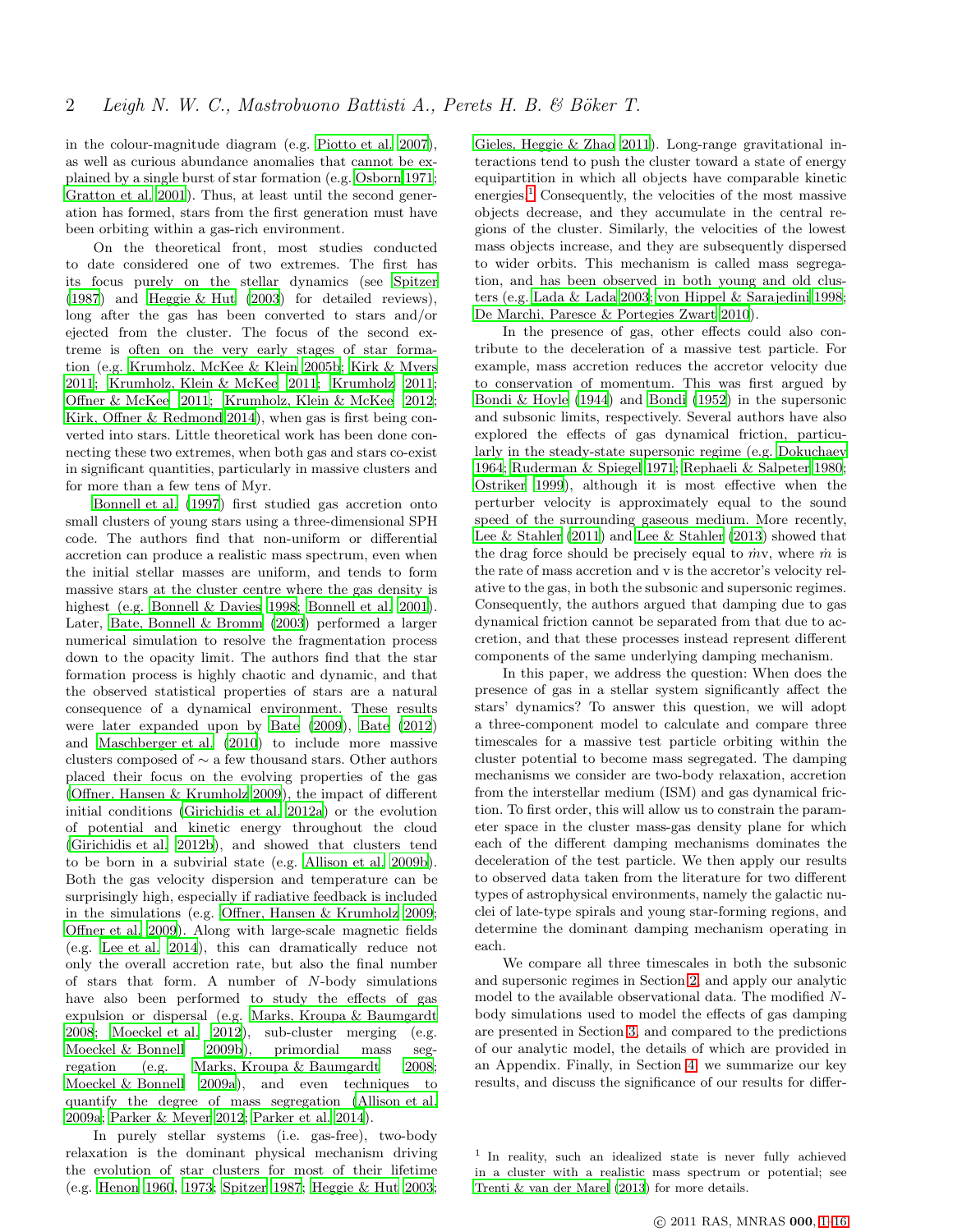in the colour-magnitude diagram (e.g. Piotto et al. 2007), as well as curious abundance anomalies that cannot be explained by a single burst of star formation (e.g. Osborn 1971; Gratton et al. 2001). Thus, at least until the second generation has formed, stars from the first generation must have been orbiting within a gas-rich environment.

On the theoretical front, most studies conducted to date considered one of two extremes. The first has its focus purely on the stellar dynamics (see Spitzer (1987) and Heggie & Hut (2003) for detailed reviews), long after the gas has been converted to stars and/or ejected from the cluster. The focus of the second extreme is often on the very early stages of star formation (e.g. Krumholz, McKee & Klein 2005b; Kirk & Myers 2011; Krumholz, Klein & McKee 2011; Krumholz 2011; Offner & McKee 2011; Krumholz, Klein & McKee 2012; Kirk, Offner & Redmond 2014), when gas is first being converted into stars. Little theoretical work has been done connecting these two extremes, when both gas and stars co-exist in significant quantities, particularly in massive clusters and for more than a few tens of Myr.

Bonnell et al. (1997) first studied gas accretion onto small clusters of young stars using a three-dimensional SPH code. The authors find that non-uniform or differential accretion can produce a realistic mass spectrum, even when the initial stellar masses are uniform, and tends to form massive stars at the cluster centre where the gas density is highest (e.g. Bonnell & Davies 1998; Bonnell et al. 2001). Later, Bate, Bonnell & Bromm (2003) performed a larger numerical simulation to resolve the fragmentation process down to the opacity limit. The authors find that the star formation process is highly chaotic and dynamic, and that the observed statistical properties of stars are a natural consequence of a dynamical environment. These results were later expanded upon by Bate (2009), Bate (2012) and Maschberger et al. (2010) to include more massive clusters composed of $\sim$ a few thousand stars. Other authors placed their focus on the evolving properties of the gas (Offner, Hansen & Krumholz 2009), the impact of different initial conditions (Girichidis et al. 2012a) or the evolution of potential and kinetic energy throughout the cloud (Girichidis et al. 2012b), and showed that clusters tend to be born in a subvirial state (e.g. Allison et al. 2009b). Both the gas velocity dispersion and temperature can be surprisingly high, especially if radiative feedback is included in the simulations (e.g. Offner, Hansen & Krumholz 2009; Offner et al. 2009). Along with large-scale magnetic fields (e.g. Lee et al. 2014), this can dramatically reduce not only the overall accretion rate, but also the final number of stars that form. A number of $N$-body simulations have also been performed to study the effects of gas expulsion or dispersal (e.g. Marks, Kroupa & Baumgardt 2008; Moeckel et al. 2012), sub-cluster merging (e.g. Moeckel & Bonnell 2009b), primordial mass segregation (e.g. Marks, Kroupa & Baumgardt 2008; Moeckel & Bonnell 2009a), and even techniques to quantify the degree of mass segregation (Allison et al. 2009a; Parker & Meyer 2012; Parker et al. 2014).

In purely stellar systems (i.e. gas-free), two-body relaxation is the dominant physical mechanism driving the evolution of star clusters for most of their lifetime (e.g. Henon 1960, 1973; Spitzer 1987; Heggie & Hut 2003; Gieles, Heggie & Zhao 2011). Long-range gravitational interactions tend to push the cluster toward a state of energy equipartition in which all objects have comparable kinetic energies.[1] Consequently, the velocities of the most massive objects decrease, and they accumulate in the central regions of the cluster. Similarly, the velocities of the lowest mass objects increase, and they are subsequently dispersed to wider orbits. This mechanism is called mass segregation, and has been observed in both young and old clusters (e.g. Lada & Lada 2003; von Hippel & Sarajedini 1998; De Marchi, Paresce & Portegies Zwart 2010).

In the presence of gas, other effects could also contribute to the deceleration of a massive test particle. For example, mass accretion reduces the accretor velocity due to conservation of momentum. This was first argued by Bondi & Hoyle (1944) and Bondi (1952) in the supersonic and subsonic limits, respectively. Several authors have also explored the effects of gas dynamical friction, particularly in the steady-state supersonic regime (e.g. Dokuchaev 1964; Ruderman & Spiegel 1971; Rephaeli & Salpeter 1980; Ostriker 1999), although it is most effective when the perturber velocity is approximately equal to the sound speed of the surrounding gaseous medium. More recently, Lee & Stahler (2011) and Lee & Stahler (2013) showed that the drag force should be precisely equal to $\dot{m}$v, where $\dot{m}$ is the rate of mass accretion and v is the accretor's velocity relative to the gas, in both the subsonic and supersonic regimes. Consequently, the authors argued that damping due to gas dynamical friction cannot be separated from that due to accretion, and that these processes instead represent different components of the same underlying damping mechanism.

In this paper, we address the question: When does the presence of gas in a stellar system significantly affect the stars' dynamics? To answer this question, we will adopt a three-component model to calculate and compare three timescales for a massive test particle orbiting within the cluster potential to become mass segregated. The damping mechanisms we consider are two-body relaxation, accretion from the interstellar medium (ISM) and gas dynamical friction. To first order, this will allow us to constrain the parameter space in the cluster mass-gas density plane for which each of the different damping mechanisms dominates the deceleration of the test particle. We then apply our results to observed data taken from the literature for two different types of astrophysical environments, namely the galactic nuclei of late-type spirals and young star-forming regions, and determine the dominant damping mechanism operating in each.

We compare all three timescales in both the subsonic and supersonic regimes in Section 2, and apply our analytic model to the available observational data. The modified $N$-body simulations used to model the effects of gas damping are presented in Section 3, and compared to the predictions of our analytic model, the details of which are provided in an Appendix. Finally, in Section 4, we summarize our key results, and discuss the significance of our results for differ-

[1] In reality, such an idealized state is never fully achieved in a cluster with a realistic mass spectrum or potential; see Trenti & van der Marel (2013) for more details.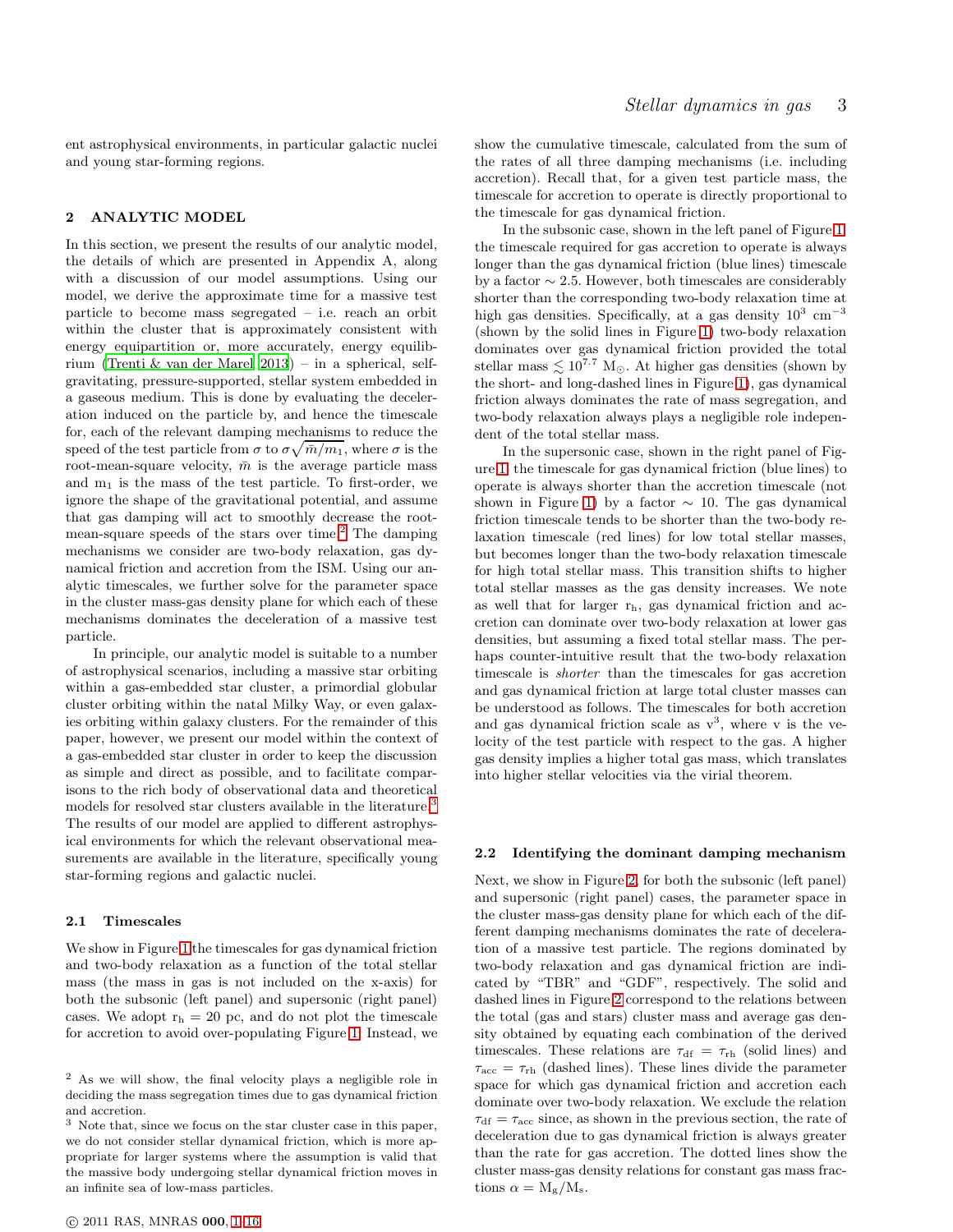ent astrophysical environments, in particular galactic nuclei and young star-forming regions.

## 2 ANALYTIC MODEL

In this section, we present the results of our analytic model, the details of which are presented in Appendix A, along with a discussion of our model assumptions. Using our model, we derive the approximate time for a massive test particle to become mass segregated – i.e. reach an orbit within the cluster that is approximately consistent with energy equipartition or, more accurately, energy equilibrium (Trenti & van der Marel 2013) – in a spherical, self-gravitating, pressure-supported, stellar system embedded in a gaseous medium. This is done by evaluating the deceleration induced on the particle by, and hence the timescale for, each of the relevant damping mechanisms to reduce the speed of the test particle from $\sigma$ to $\sigma\sqrt{\bar{m}/m_1}$, where $\sigma$ is the root-mean-square velocity, $\bar{m}$ is the average particle mass and $m_1$ is the mass of the test particle. To first-order, we ignore the shape of the gravitational potential, and assume that gas damping will act to smoothly decrease the root-mean-square speeds of the stars over time.[2] The damping mechanisms we consider are two-body relaxation, gas dynamical friction and accretion from the ISM. Using our analytic timescales, we further solve for the parameter space in the cluster mass-gas density plane for which each of these mechanisms dominates the deceleration of a massive test particle.

In principle, our analytic model is suitable to a number of astrophysical scenarios, including a massive star orbiting within a gas-embedded star cluster, a primordial globular cluster orbiting within the natal Milky Way, or even galaxies orbiting within galaxy clusters. For the remainder of this paper, however, we present our model within the context of a gas-embedded star cluster in order to keep the discussion as simple and direct as possible, and to facilitate comparisons to the rich body of observational data and theoretical models for resolved star clusters available in the literature.[3] The results of our model are applied to different astrophysical environments for which the relevant observational measurements are available in the literature, specifically young star-forming regions and galactic nuclei.

### 2.1 Timescales

We show in Figure 1 the timescales for gas dynamical friction and two-body relaxation as a function of the total stellar mass (the mass in gas is not included on the x-axis) for both the subsonic (left panel) and supersonic (right panel) cases. We adopt $r_h = 20$ pc, and do not plot the timescale for accretion to avoid over-populating Figure 1. Instead, we show the cumulative timescale, calculated from the sum of the rates of all three damping mechanisms (i.e. including accretion). Recall that, for a given test particle mass, the timescale for accretion to operate is directly proportional to the timescale for gas dynamical friction.

In the subsonic case, shown in the left panel of Figure 1, the timescale required for gas accretion to operate is always longer than the gas dynamical friction (blue lines) timescale by a factor $\sim 2.5$. However, both timescales are considerably shorter than the corresponding two-body relaxation time at high gas densities. Specifically, at a gas density $10^3$ cm$^{-3}$ (shown by the solid lines in Figure 1) two-body relaxation dominates over gas dynamical friction provided the total stellar mass $\lesssim 10^{7.7}$ M$_{\odot}$. At higher gas densities (shown by the short- and long-dashed lines in Figure 1), gas dynamical friction always dominates the rate of mass segregation, and two-body relaxation always plays a negligible role independent of the total stellar mass.

In the supersonic case, shown in the right panel of Figure 1, the timescale for gas dynamical friction (blue lines) to operate is always shorter than the accretion timescale (not shown in Figure 1) by a factor $\sim 10$. The gas dynamical friction timescale tends to be shorter than the two-body relaxation timescale (red lines) for low total stellar masses, but becomes longer than the two-body relaxation timescale for high total stellar mass. This transition shifts to higher total stellar masses as the gas density increases. We note as well that for larger $r_h$, gas dynamical friction and accretion can dominate over two-body relaxation at lower gas densities, but assuming a fixed total stellar mass. The perhaps counter-intuitive result that the two-body relaxation timescale is *shorter* than the timescales for gas accretion and gas dynamical friction at large total cluster masses can be understood as follows. The timescales for both accretion and gas dynamical friction scale as $v^3$, where v is the velocity of the test particle with respect to the gas. A higher gas density implies a higher total gas mass, which translates into higher stellar velocities via the virial theorem.

### 2.2 Identifying the dominant damping mechanism

Next, we show in Figure 2, for both the subsonic (left panel) and supersonic (right panel) cases, the parameter space in the cluster mass-gas density plane for which each of the different damping mechanisms dominates the rate of deceleration of a massive test particle. The regions dominated by two-body relaxation and gas dynamical friction are indicated by "TBR" and "GDF", respectively. The solid and dashed lines in Figure 2 correspond to the relations between the total (gas and stars) cluster mass and average gas density obtained by equating each combination of the derived timescales. These relations are $\tau_{df} = \tau_{rh}$ (solid lines) and $\tau_{acc} = \tau_{rh}$ (dashed lines). These lines divide the parameter space for which gas dynamical friction and accretion each dominate over two-body relaxation. We exclude the relation $\tau_{df} = \tau_{acc}$ since, as shown in the previous section, the rate of deceleration due to gas dynamical friction is always greater than the rate for gas accretion. The dotted lines show the cluster mass-gas density relations for constant gas mass fractions $\alpha = M_g/M_s$.

---

[2] As we will show, the final velocity plays a negligible role in deciding the mass segregation times due to gas dynamical friction and accretion.

[3] Note that, since we focus on the star cluster case in this paper, we do not consider stellar dynamical friction, which is more appropriate for larger systems where the assumption is valid that the massive body undergoing stellar dynamical friction moves in an infinite sea of low-mass particles.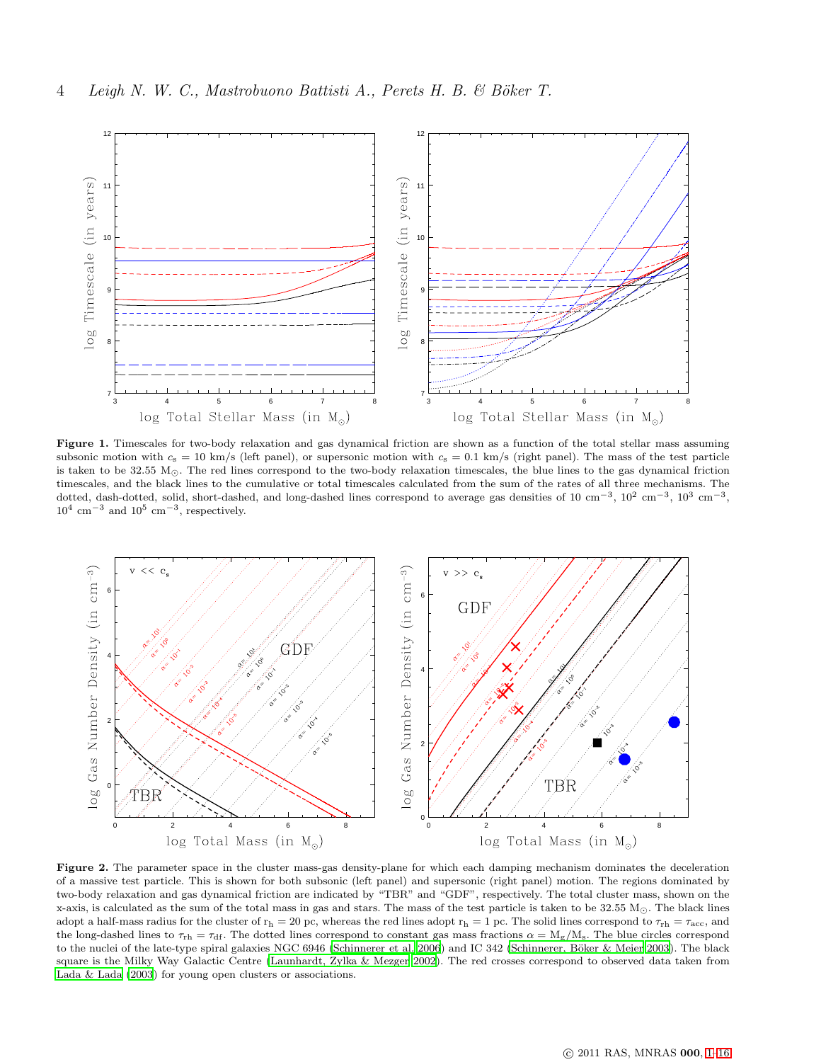**Figure 1.** Timescales for two-body relaxation and gas dynamical friction are shown as a function of the total stellar mass assuming subsonic motion with $c_s = 10$ km/s (left panel), or supersonic motion with $c_s = 0.1$ km/s (right panel). The mass of the test particle is taken to be 32.55 M$_\odot$. The red lines correspond to the two-body relaxation timescales, the blue lines to the gas dynamical friction timescales, and the black lines to the cumulative or total timescales calculated from the sum of the rates of all three mechanisms. The dotted, dash-dotted, solid, short-dashed, and long-dashed lines correspond to average gas densities of 10 cm$^{-3}$, $10^2$ cm$^{-3}$, $10^3$ cm$^{-3}$, $10^4$ cm$^{-3}$ and $10^5$ cm$^{-3}$, respectively.

**Figure 2.** The parameter space in the cluster mass-gas density-plane for which each damping mechanism dominates the deceleration of a massive test particle. This is shown for both subsonic (left panel) and supersonic (right panel) motion. The regions dominated by two-body relaxation and gas dynamical friction are indicated by "TBR" and "GDF", respectively. The total cluster mass, shown on the x-axis, is calculated as the sum of the total mass in gas and stars. The mass of the test particle is taken to be 32.55 M$_\odot$. The black lines adopt a half-mass radius for the cluster of $r_h = 20$ pc, whereas the red lines adopt $r_h = 1$ pc. The solid lines correspond to $\tau_{rh} = \tau_{acc}$, and the long-dashed lines to $\tau_{rh} = \tau_{df}$. The dotted lines correspond to constant gas mass fractions $\alpha = M_g/M_s$. The blue circles correspond to the nuclei of the late-type spiral galaxies NGC 6946 (Schinnerer et al. 2006) and IC 342 (Schinnerer, Böker & Meier 2003). The black square is the Milky Way Galactic Centre (Launhardt, Zylka & Mezger 2002). The red crosses correspond to observed data taken from Lada & Lada (2003) for young open clusters or associations.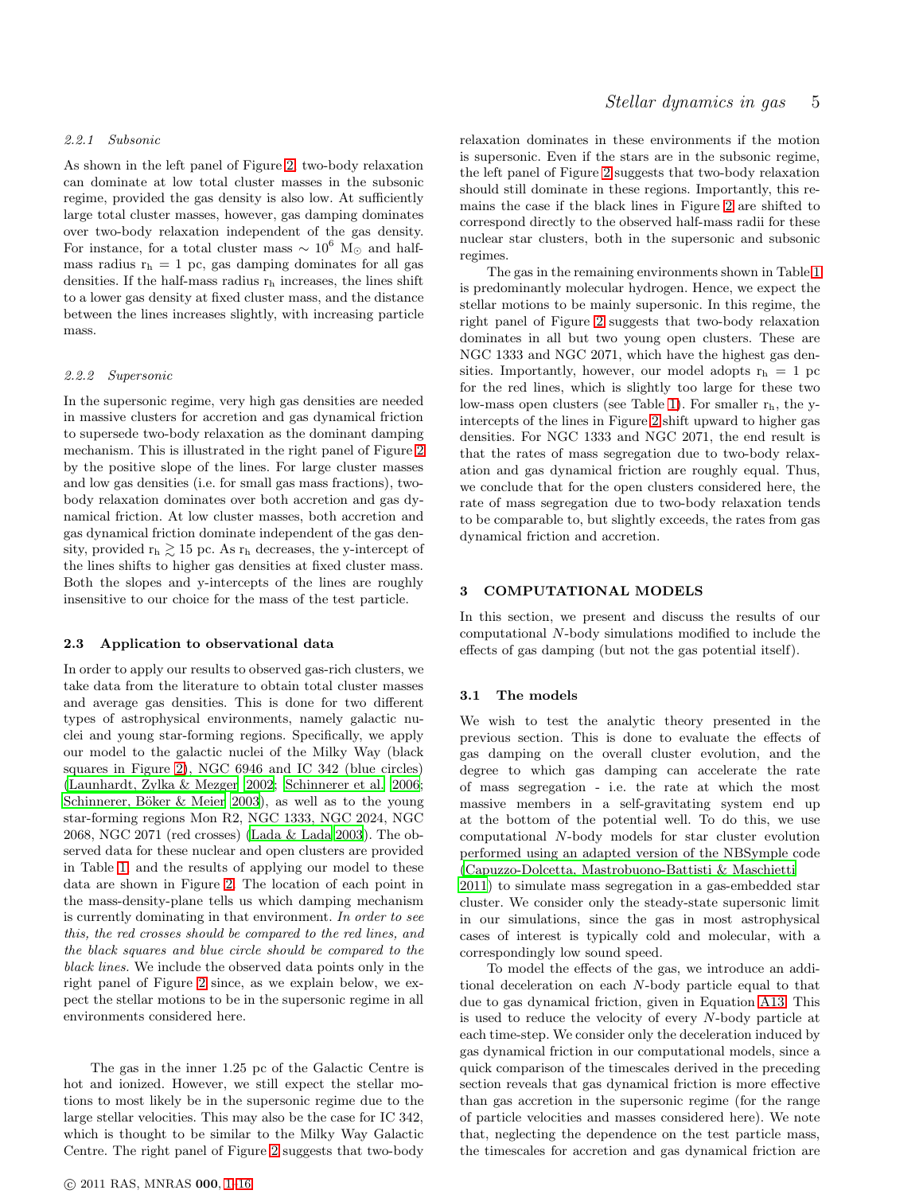#### 2.2.1 Subsonic

As shown in the left panel of Figure 2, two-body relaxation can dominate at low total cluster masses in the subsonic regime, provided the gas density is also low. At sufficiently large total cluster masses, however, gas damping dominates over two-body relaxation independent of the gas density. For instance, for a total cluster mass $\sim 10^6$ $M_{\odot}$ and half-mass radius $r_h = 1$ pc, gas damping dominates for all gas densities. If the half-mass radius $r_h$ increases, the lines shift to a lower gas density at fixed cluster mass, and the distance between the lines increases slightly, with increasing particle mass.

#### 2.2.2 Supersonic

In the supersonic regime, very high gas densities are needed in massive clusters for accretion and gas dynamical friction to supersede two-body relaxation as the dominant damping mechanism. This is illustrated in the right panel of Figure 2 by the positive slope of the lines. For large cluster masses and low gas densities (i.e. for small gas mass fractions), two-body relaxation dominates over both accretion and gas dynamical friction. At low cluster masses, both accretion and gas dynamical friction dominate independent of the gas density, provided $r_h \gtrsim 15$ pc. As $r_h$ decreases, the y-intercept of the lines shifts to higher gas densities at fixed cluster mass. Both the slopes and y-intercepts of the lines are roughly insensitive to our choice for the mass of the test particle.

### 2.3 Application to observational data

In order to apply our results to observed gas-rich clusters, we take data from the literature to obtain total cluster masses and average gas densities. This is done for two different types of astrophysical environments, namely galactic nuclei and young star-forming regions. Specifically, we apply our model to the galactic nuclei of the Milky Way (black squares in Figure 2), NGC 6946 and IC 342 (blue circles) (Launhardt, Zylka & Mezger 2002; Schinnerer et al. 2006; Schinnerer, Böker & Meier 2003), as well as to the young star-forming regions Mon R2, NGC 1333, NGC 2024, NGC 2068, NGC 2071 (red crosses) (Lada & Lada 2003). The observed data for these nuclear and open clusters are provided in Table 1, and the results of applying our model to these data are shown in Figure 2. The location of each point in the mass-density-plane tells us which damping mechanism is currently dominating in that environment. *In order to see this, the red crosses should be compared to the red lines, and the black squares and blue circle should be compared to the black lines.* We include the observed data points only in the right panel of Figure 2 since, as we explain below, we expect the stellar motions to be in the supersonic regime in all environments considered here.

The gas in the inner 1.25 pc of the Galactic Centre is hot and ionized. However, we still expect the stellar motions to most likely be in the supersonic regime due to the large stellar velocities. This may also be the case for IC 342, which is thought to be similar to the Milky Way Galactic Centre. The right panel of Figure 2 suggests that two-body relaxation dominates in these environments if the motion is supersonic. Even if the stars are in the subsonic regime, the left panel of Figure 2 suggests that two-body relaxation should still dominate in these regions. Importantly, this remains the case if the black lines in Figure 2 are shifted to correspond directly to the observed half-mass radii for these nuclear star clusters, both in the supersonic and subsonic regimes.

The gas in the remaining environments shown in Table 1 is predominantly molecular hydrogen. Hence, we expect the stellar motions to be mainly supersonic. In this regime, the right panel of Figure 2 suggests that two-body relaxation dominates in all but two young open clusters. These are NGC 1333 and NGC 2071, which have the highest gas densities. Importantly, however, our model adopts $r_h = 1$ pc for the red lines, which is slightly too large for these two low-mass open clusters (see Table 1). For smaller $r_h$, the y-intercepts of the lines in Figure 2 shift upward to higher gas densities. For NGC 1333 and NGC 2071, the end result is that the rates of mass segregation due to two-body relaxation and gas dynamical friction are roughly equal. Thus, we conclude that for the open clusters considered here, the rate of mass segregation due to two-body relaxation tends to be comparable to, but slightly exceeds, the rates from gas dynamical friction and accretion.

## 3 COMPUTATIONAL MODELS

In this section, we present and discuss the results of our computational *N*-body simulations modified to include the effects of gas damping (but not the gas potential itself).

### 3.1 The models

We wish to test the analytic theory presented in the previous section. This is done to evaluate the effects of gas damping on the overall cluster evolution, and the degree to which gas damping can accelerate the rate of mass segregation - i.e. the rate at which the most massive members in a self-gravitating system end up at the bottom of the potential well. To do this, we use computational *N*-body models for star cluster evolution performed using an adapted version of the NBSymple code (Capuzzo-Dolcetta, Mastrobuono-Battisti & Maschietti 2011) to simulate mass segregation in a gas-embedded star cluster. We consider only the steady-state supersonic limit in our simulations, since the gas in most astrophysical cases of interest is typically cold and molecular, with a correspondingly low sound speed.

To model the effects of the gas, we introduce an additional deceleration on each *N*-body particle equal to that due to gas dynamical friction, given in Equation A13. This is used to reduce the velocity of every *N*-body particle at each time-step. We consider only the deceleration induced by gas dynamical friction in our computational models, since a quick comparison of the timescales derived in the preceding section reveals that gas dynamical friction is more effective than gas accretion in the supersonic regime (for the range of particle velocities and masses considered here). We note that, neglecting the dependence on the test particle mass, the timescales for accretion and gas dynamical friction are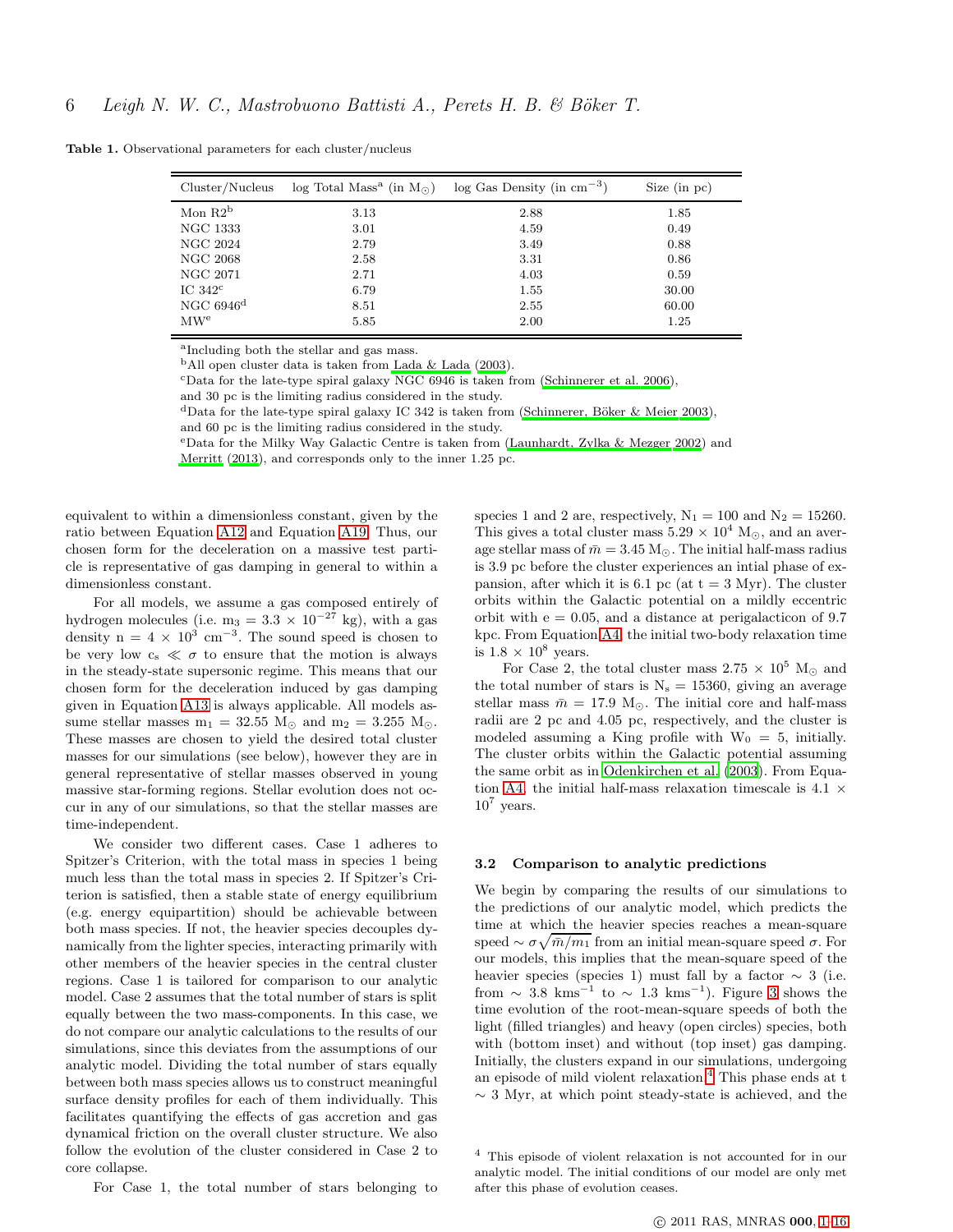**Table 1.** Observational parameters for each cluster/nucleus

| Cluster/Nucleus | log Total Mass[a] (in $M_{\odot}$) | log Gas Density (in $cm^{-3}$) | Size (in pc) |
|---|---|---|---|
| Mon R2[b] | 3.13 | 2.88 | 1.85 |
| NGC 1333 | 3.01 | 4.59 | 0.49 |
| NGC 2024 | 2.79 | 3.49 | 0.88 |
| NGC 2068 | 2.58 | 3.31 | 0.86 |
| NGC 2071 | 2.71 | 4.03 | 0.59 |
| IC 342[c] | 6.79 | 1.55 | 30.00 |
| NGC 6946[d] | 8.51 | 2.55 | 60.00 |
| MW[e] | 5.85 | 2.00 | 1.25 |

[a]Including both the stellar and gas mass.
[b]All open cluster data is taken from Lada & Lada (2003).
[c]Data for the late-type spiral galaxy NGC 6946 is taken from (Schinnerer et al. 2006), and 30 pc is the limiting radius considered in the study.
[d]Data for the late-type spiral galaxy IC 342 is taken from (Schinnerer, Böker & Meier 2003), and 60 pc is the limiting radius considered in the study.
[e]Data for the Milky Way Galactic Centre is taken from (Launhardt, Zylka & Mezger 2002) and Merritt (2013), and corresponds only to the inner 1.25 pc.

equivalent to within a dimensionless constant, given by the ratio between Equation A12 and Equation A19. Thus, our chosen form for the deceleration on a massive test particle is representative of gas damping in general to within a dimensionless constant.

For all models, we assume a gas composed entirely of hydrogen molecules (i.e. $m_3 = 3.3 \times 10^{-27}$ kg), with a gas density $n = 4 \times 10^3$ $cm^{-3}$. The sound speed is chosen to be very low $c_s \ll \sigma$ to ensure that the motion is always in the steady-state supersonic regime. This means that our chosen form for the deceleration induced by gas damping given in Equation A13 is always applicable. All models assume stellar masses $m_1 = 32.55$ $M_{\odot}$ and $m_2 = 3.255$ $M_{\odot}$. These masses are chosen to yield the desired total cluster masses for our simulations (see below), however they are in general representative of stellar masses observed in young massive star-forming regions. Stellar evolution does not occur in any of our simulations, so that the stellar masses are time-independent.

We consider two different cases. Case 1 adheres to Spitzer's Criterion, with the total mass in species 1 being much less than the total mass in species 2. If Spitzer's Criterion is satisfied, then a stable state of energy equilibrium (e.g. energy equipartition) should be achievable between both mass species. If not, the heavier species decouples dynamically from the lighter species, interacting primarily with other members of the heavier species in the central cluster regions. Case 1 is tailored for comparison to our analytic model. Case 2 assumes that the total number of stars is split equally between the two mass-components. In this case, we do not compare our analytic calculations to the results of our simulations, since this deviates from the assumptions of our analytic model. Dividing the total number of stars equally between both mass species allows us to construct meaningful surface density profiles for each of them individually. This facilitates quantifying the effects of gas accretion and gas dynamical friction on the overall cluster structure. We also follow the evolution of the cluster considered in Case 2 to core collapse.

For Case 1, the total number of stars belonging to species 1 and 2 are, respectively, $N_1 = 100$ and $N_2 = 15260$. This gives a total cluster mass $5.29 \times 10^4$ $M_{\odot}$, and an average stellar mass of $\bar{m} = 3.45$ $M_{\odot}$. The initial half-mass radius is 3.9 pc before the cluster experiences an intial phase of expansion, after which it is 6.1 pc (at t = 3 Myr). The cluster orbits within the Galactic potential on a mildly eccentric orbit with e = 0.05, and a distance at perigalacticon of 9.7 kpc. From Equation A4, the initial two-body relaxation time is $1.8 \times 10^8$ years.

For Case 2, the total cluster mass $2.75 \times 10^5$ $M_{\odot}$ and the total number of stars is $N_s = 15360$, giving an average stellar mass $\bar{m} = 17.9$ $M_{\odot}$. The initial core and half-mass radii are 2 pc and 4.05 pc, respectively, and the cluster is modeled assuming a King profile with $W_0 = 5$, initially. The cluster orbits within the Galactic potential assuming the same orbit as in Odenkirchen et al. (2003). From Equation A4, the initial half-mass relaxation timescale is $4.1 \times 10^7$ years.

### 3.2 Comparison to analytic predictions

We begin by comparing the results of our simulations to the predictions of our analytic model, which predicts the time at which the heavier species reaches a mean-square speed $\sim \sigma\sqrt{\bar{m}/m_1}$ from an initial mean-square speed $\sigma$. For our models, this implies that the mean-square speed of the heavier species (species 1) must fall by a factor $\sim 3$ (i.e. from $\sim 3.8$ $kms^{-1}$ to $\sim 1.3$ $kms^{-1}$). Figure 3 shows the time evolution of the root-mean-square speeds of both the light (filled triangles) and heavy (open circles) species, both with (bottom inset) and without (top inset) gas dampening. Initially, the clusters expand in our simulations, undergoing an episode of mild violent relaxation.[4] This phase ends at t $\sim 3$ Myr, at which point steady-state is achieved, and the

[4] This episode of violent relaxation is not accounted for in our analytic model. The initial conditions of our model are only met after this phase of evolution ceases.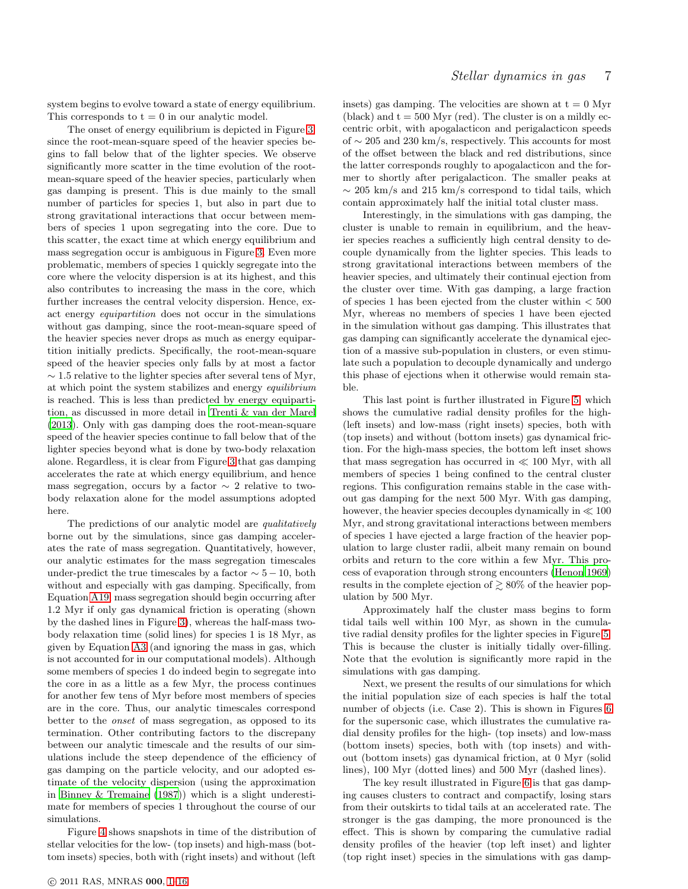system begins to evolve toward a state of energy equilibrium. This corresponds to t = 0 in our analytic model.

The onset of energy equilibrium is depicted in Figure 3, since the root-mean-square speed of the heavier species begins to fall below that of the lighter species. We observe significantly more scatter in the time evolution of the root-mean-square speed of the heavier species, particularly when gas damping is present. This is due mainly to the small number of particles for species 1, but also in part due to strong gravitational interactions that occur between members of species 1 upon segregating into the core. Due to this scatter, the exact time at which energy equilibrium and mass segregation occur is ambiguous in Figure 3. Even more problematic, members of species 1 quickly segregate into the core where the velocity dispersion is at its highest, and this also contributes to increasing the mass in the core, which further increases the central velocity dispersion. Hence, exact energy *equipartition* does not occur in the simulations without gas damping, since the root-mean-square speed of the heavier species never drops as much as energy equipartition initially predicts. Specifically, the root-mean-square speed of the heavier species only falls by at most a factor $\sim 1.5$ relative to the lighter species after several tens of Myr, at which point the system stabilizes and energy *equilibrium* is reached. This is less than predicted by energy equipartition, as discussed in more detail in Trenti & van der Marel (2013). Only with gas damping does the root-mean-square speed of the heavier species continue to fall below that of the lighter species beyond what is done by two-body relaxation alone. Regardless, it is clear from Figure 3 that gas damping accelerates the rate at which energy equilibrium, and hence mass segregation, occurs by a factor $\sim 2$ relative to two-body relaxation alone for the model assumptions adopted here.

The predictions of our analytic model are *qualitatively* borne out by the simulations, since gas damping accelerates the rate of mass segregation. Quantitatively, however, our analytic estimates for the mass segregation timescales under-predict the true timescales by a factor $\sim 5 - 10$, both without and especially with gas damping. Specifically, from Equation A19, mass segregation should begin occurring after 1.2 Myr if only gas dynamical friction is operating (shown by the dashed lines in Figure 3), whereas the half-mass two-body relaxation time (solid lines) for species 1 is 18 Myr, as given by Equation A3 (and ignoring the mass in gas, which is not accounted for in our computational models). Although some members of species 1 do indeed begin to segregate into the core in as a little as a few Myr, the process continues for another few tens of Myr before most members of species are in the core. Thus, our analytic timescales correspond better to the *onset* of mass segregation, as opposed to its termination. Other contributing factors to the discrepancy between our analytic timescale and the results of our simulations include the steep dependence of the efficiency of gas damping on the particle velocity, and our adopted estimate of the velocity dispersion (using the approximation in Binney & Tremaine (1987)) which is a slight underestimate for members of species 1 throughout the course of our simulations.

Figure 4 shows snapshots in time of the distribution of stellar velocities for the low- (top insets) and high-mass (bottom insets) species, both with (right insets) and without (left insets) gas damping. The velocities are shown at t = 0 Myr (black) and t = 500 Myr (red). The cluster is on a mildly eccentric orbit, with apogalacticon and perigalacticon speeds of $\sim 205$ and 230 km/s, respectively. This accounts for most of the offset between the black and red distributions, since the latter corresponds roughly to apogalacticon and the former to shortly after perigalacticon. The smaller peaks at $\sim 205$ km/s and 215 km/s correspond to tidal tails, which contain approximately half the initial total cluster mass.

Interestingly, in the simulations with gas damping, the cluster is unable to remain in equilibrium, and the heavier species reaches a sufficiently high central density to decouple dynamically from the lighter species. This leads to strong gravitational interactions between members of the heavier species, and ultimately their continual ejection from the cluster over time. With gas damping, a large fraction of species 1 has been ejected from the cluster within $< 500$ Myr, whereas no members of species 1 have been ejected in the simulation without gas damping. This illustrates that gas damping can significantly accelerate the dynamical ejection of a massive sub-population in clusters, or even stimulate such a population to decouple dynamically and undergo this phase of ejections when it otherwise would remain stable.

This last point is further illustrated in Figure 5, which shows the cumulative radial density profiles for the high- (left insets) and low-mass (right insets) species, both with (top insets) and without (bottom insets) gas dynamical friction. For the high-mass species, the bottom left inset shows that mass segregation has occurred in $\ll 100$ Myr, with all members of species 1 being confined to the central cluster regions. This configuration remains stable in the case without gas damping for the next 500 Myr. With gas damping, however, the heavier species decouples dynamically in $\ll 100$ Myr, and strong gravitational interactions between members of species 1 have ejected a large fraction of the heavier population to large cluster radii, albeit many remain on bound orbits and return to the core within a few Myr. This process of evaporation through strong encounters (Henon 1969) results in the complete ejection of $\gtrsim 80\%$ of the heavier population by 500 Myr.

Approximately half the cluster mass begins to form tidal tails well within 100 Myr, as shown in the cumulative radial density profiles for the lighter species in Figure 5. This is because the cluster is initially tidally over-filling. Note that the evolution is significantly more rapid in the simulations with gas damping.

Next, we present the results of our simulations for which the initial population size of each species is half the total number of objects (i.e. Case 2). This is shown in Figures 6 for the supersonic case, which illustrates the cumulative radial density profiles for the high- (top insets) and low-mass (bottom insets) species, both with (top insets) and without (bottom insets) gas dynamical friction, at 0 Myr (solid lines), 100 Myr (dotted lines) and 500 Myr (dashed lines).

The key result illustrated in Figure 6 is that gas damping causes clusters to contract and compactify, losing stars from their outskirts to tidal tails at an accelerated rate. The stronger is the gas damping, the more pronounced is the effect. This is shown by comparing the cumulative radial density profiles of the heavier (top left inset) and lighter (top right inset) species in the simulations with gas damp-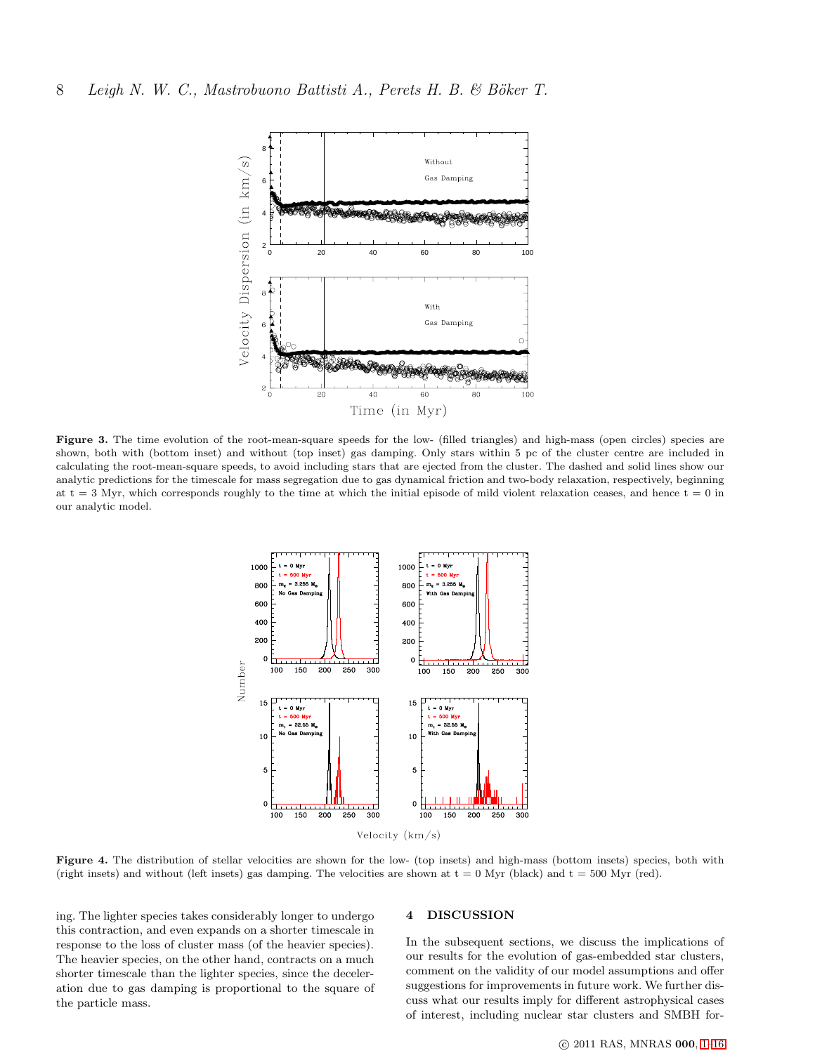**Figure 3.** The time evolution of the root-mean-square speeds for the low- (filled triangles) and high-mass (open circles) species are shown, both with (bottom inset) and without (top inset) gas damping. Only stars within 5 pc of the cluster centre are included in calculating the root-mean-square speeds, to avoid including stars that are ejected from the cluster. The dashed and solid lines show our analytic predictions for the timescale for mass segregation due to gas dynamical friction and two-body relaxation, respectively, beginning at t = 3 Myr, which corresponds roughly to the time at which the initial episode of mild violent relaxation ceases, and hence t = 0 in our analytic model.

**Figure 4.** The distribution of stellar velocities are shown for the low- (top insets) and high-mass (bottom insets) species, both with (right insets) and without (left insets) gas damping. The velocities are shown at t = 0 Myr (black) and t = 500 Myr (red).

ing. The lighter species takes considerably longer to undergo this contraction, and even expands on a shorter timescale in response to the loss of cluster mass (of the heavier species). The heavier species, on the other hand, contracts on a much shorter timescale than the lighter species, since the deceleration due to gas damping is proportional to the square of the particle mass.

## 4 DISCUSSION

In the subsequent sections, we discuss the implications of our results for the evolution of gas-embedded star clusters, comment on the validity of our model assumptions and offer suggestions for improvements in future work. We further discuss what our results imply for different astrophysical cases of interest, including nuclear star clusters and SMBH for-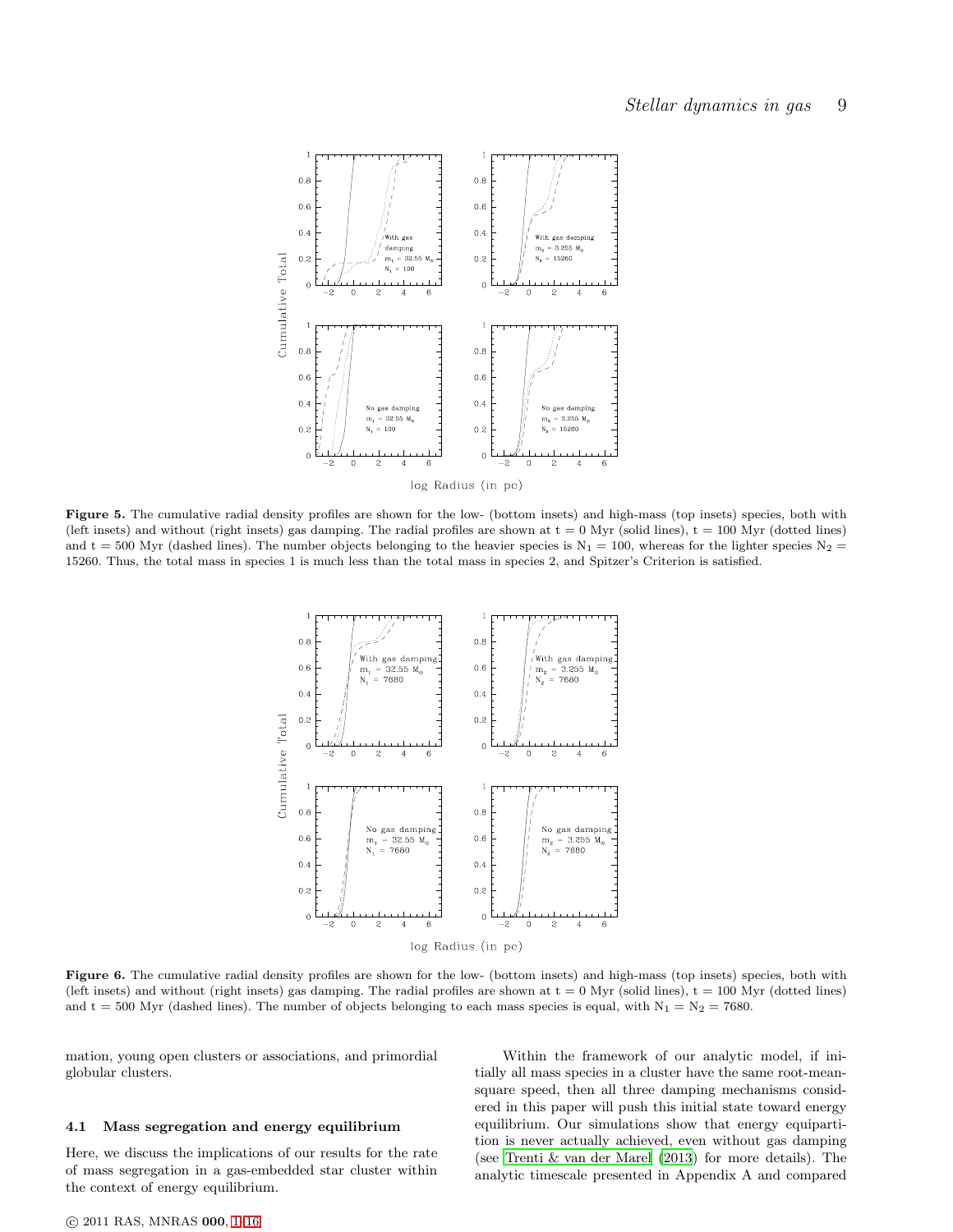**Figure 5.** The cumulative radial density profiles are shown for the low- (bottom insets) and high-mass (top insets) species, both with (left insets) and without (right insets) gas damping. The radial profiles are shown at t = 0 Myr (solid lines), t = 100 Myr (dotted lines) and t = 500 Myr (dashed lines). The number objects belonging to the heavier species is $N_1 = 100$, whereas for the lighter species $N_2 = 15260$. Thus, the total mass in species 1 is much less than the total mass in species 2, and Spitzer's Criterion is satisfied.

**Figure 6.** The cumulative radial density profiles are shown for the low- (bottom insets) and high-mass (top insets) species, both with (left insets) and without (right insets) gas damping. The radial profiles are shown at t = 0 Myr (solid lines), t = 100 Myr (dotted lines) and t = 500 Myr (dashed lines). The number of objects belonging to each mass species is equal, with $N_1 = N_2 = 7680$.

mation, young open clusters or associations, and primordial globular clusters.

### 4.1 Mass segregation and energy equilibrium

Here, we discuss the implications of our results for the rate of mass segregation in a gas-embedded star cluster within the context of energy equilibrium.

Within the framework of our analytic model, if initially all mass species in a cluster have the same root-mean-square speed, then all three damping mechanisms considered in this paper will push this initial state toward energy equilibrium. Our simulations show that energy equipartition is never actually achieved, even without gas damping (see Trenti & van der Marel (2013) for more details). The analytic timescale presented in Appendix A and compared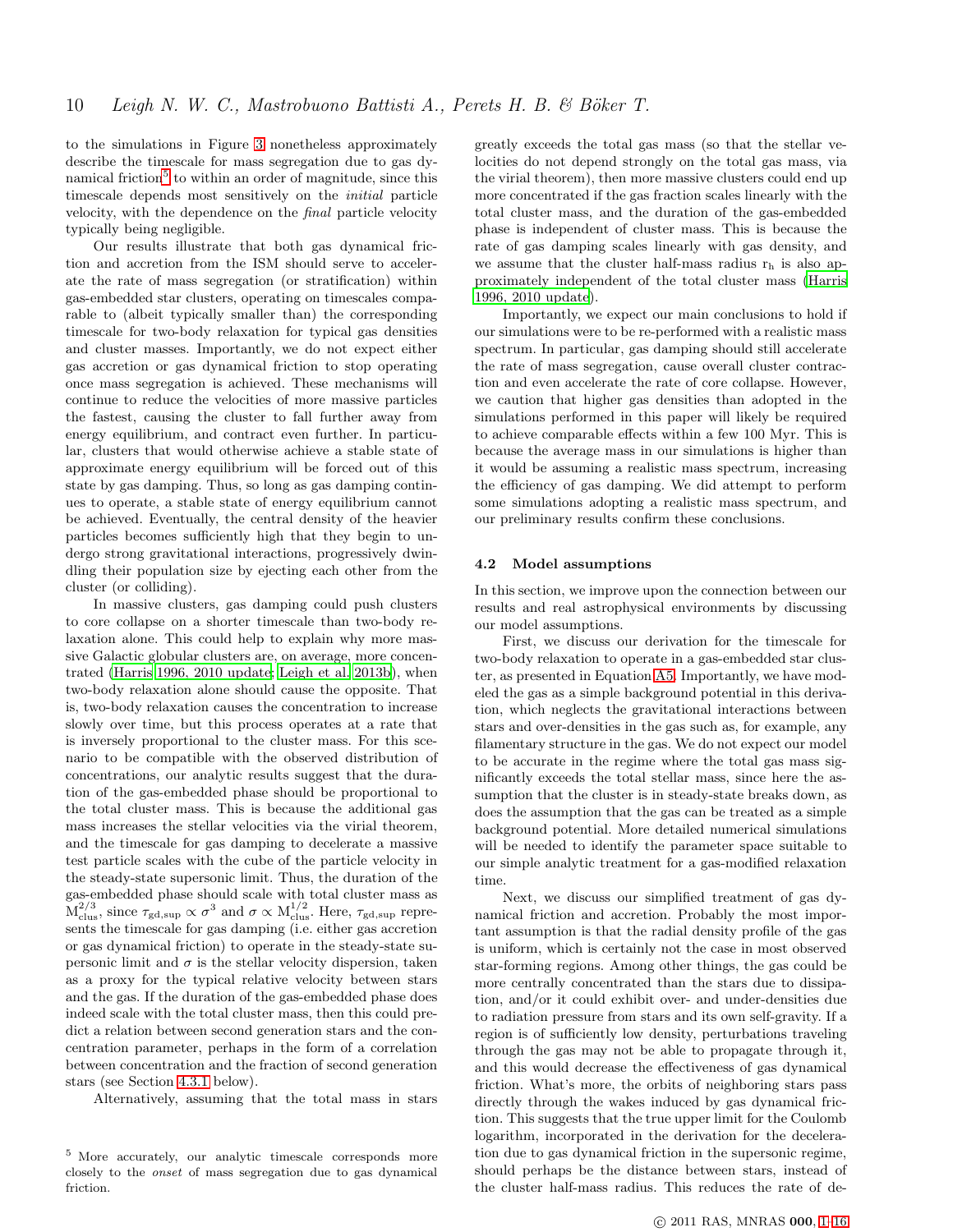to the simulations in Figure 3 nonetheless approximately describe the timescale for mass segregation due to gas dynamical friction[5] to within an order of magnitude, since this timescale depends most sensitively on the *initial* particle velocity, with the dependence on the *final* particle velocity typically being negligible.

Our results illustrate that both gas dynamical friction and accretion from the ISM should serve to accelerate the rate of mass segregation (or stratification) within gas-embedded star clusters, operating on timescales comparable to (albeit typically smaller than) the corresponding timescale for two-body relaxation for typical gas densities and cluster masses. Importantly, we do not expect either gas accretion or gas dynamical friction to stop operating once mass segregation is achieved. These mechanisms will continue to reduce the velocities of more massive particles the fastest, causing the cluster to fall further away from energy equilibrium, and contract even further. In particular, clusters that would otherwise achieve a stable state of approximate energy equilibrium will be forced out of this state by gas damping. Thus, so long as gas damping continues to operate, a stable state of energy equilibrium cannot be achieved. Eventually, the central density of the heavier particles becomes sufficiently high that they begin to undergo strong gravitational interactions, progressively dwindling their population size by ejecting each other from the cluster (or colliding).

In massive clusters, gas damping could push clusters to core collapse on a shorter timescale than two-body relaxation alone. This could help to explain why more massive Galactic globular clusters are, on average, more concentrated (Harris 1996, 2010 update; Leigh et al. 2013b), when two-body relaxation alone should cause the opposite. That is, two-body relaxation causes the concentration to increase slowly over time, but this process operates at a rate that is inversely proportional to the cluster mass. For this scenario to be compatible with the observed distribution of concentrations, our analytic results suggest that the duration of the gas-embedded phase should be proportional to the total cluster mass. This is because the additional gas mass increases the stellar velocities via the virial theorem, and the timescale for gas damping to decelerate a massive test particle scales with the cube of the particle velocity in the steady-state supersonic limit. Thus, the duration of the gas-embedded phase should scale with total cluster mass as $M_{\rm clus}^{2/3}$, since $\tau_{\rm gd,sup} \propto \sigma^3$ and $\sigma \propto M_{\rm clus}^{1/2}$. Here, $\tau_{\rm gd,sup}$ represents the timescale for gas damping (i.e. either gas accretion or gas dynamical friction) to operate in the steady-state supersonic limit and $\sigma$ is the stellar velocity dispersion, taken as a proxy for the typical relative velocity between stars and the gas. If the duration of the gas-embedded phase does indeed scale with the total cluster mass, then this could predict a relation between second generation stars and the concentration parameter, perhaps in the form of a correlation between concentration and the fraction of second generation stars (see Section 4.3.1 below).

Alternatively, assuming that the total mass in stars greatly exceeds the total gas mass (so that the stellar velocities do not depend strongly on the total gas mass, via the virial theorem), then more massive clusters could end up more concentrated if the gas fraction scales linearly with the total cluster mass, and the duration of the gas-embedded phase is independent of cluster mass. This is because the rate of gas damping scales linearly with gas density, and we assume that the cluster half-mass radius $r_{\rm h}$ is also approximately independent of the total cluster mass (Harris 1996, 2010 update).

Importantly, we expect our main conclusions to hold if our simulations were to be re-performed with a realistic mass spectrum. In particular, gas damping should still accelerate the rate of mass segregation, cause overall cluster contraction and even accelerate the rate of core collapse. However, we caution that higher gas densities than adopted in the simulations performed in this paper will likely be required to achieve comparable effects within a few 100 Myr. This is because the average mass in our simulations is higher than it would be assuming a realistic mass spectrum, increasing the efficiency of gas damping. We did attempt to perform some simulations adopting a realistic mass spectrum, and our preliminary results confirm these conclusions.

### 4.2 Model assumptions

In this section, we improve upon the connection between our results and real astrophysical environments by discussing our model assumptions.

First, we discuss our derivation for the timescale for two-body relaxation to operate in a gas-embedded star cluster, as presented in Equation A5. Importantly, we have modeled the gas as a simple background potential in this derivation, which neglects the gravitational interactions between stars and over-densities in the gas such as, for example, any filamentary structure in the gas. We do not expect our model to be accurate in the regime where the total gas mass significantly exceeds the total stellar mass, since here the assumption that the cluster is in steady-state breaks down, as does the assumption that the gas can be treated as a simple background potential. More detailed numerical simulations will be needed to identify the parameter space suitable to our simple analytic treatment for a gas-modified relaxation time.

Next, we discuss our simplified treatment of gas dynamical friction and accretion. Probably the most important assumption is that the radial density profile of the gas is uniform, which is certainly not the case in most observed star-forming regions. Among other things, the gas could be more centrally concentrated than the stars due to dissipation, and/or it could exhibit over- and under-densities due to radiation pressure from stars and its own self-gravity. If a region is of sufficiently low density, perturbations traveling through the gas may not be able to propagate through it, and this would decrease the effectiveness of gas dynamical friction. What's more, the orbits of neighboring stars pass directly through the wakes induced by gas dynamical friction. This suggests that the true upper limit for the Coulomb logarithm, incorporated in the derivation for the deceleration due to gas dynamical friction in the supersonic regime, should perhaps be the distance between stars, instead of the cluster half-mass radius. This reduces the rate of de-

[5] More accurately, our analytic timescale corresponds more closely to the *onset* of mass segregation due to gas dynamical friction.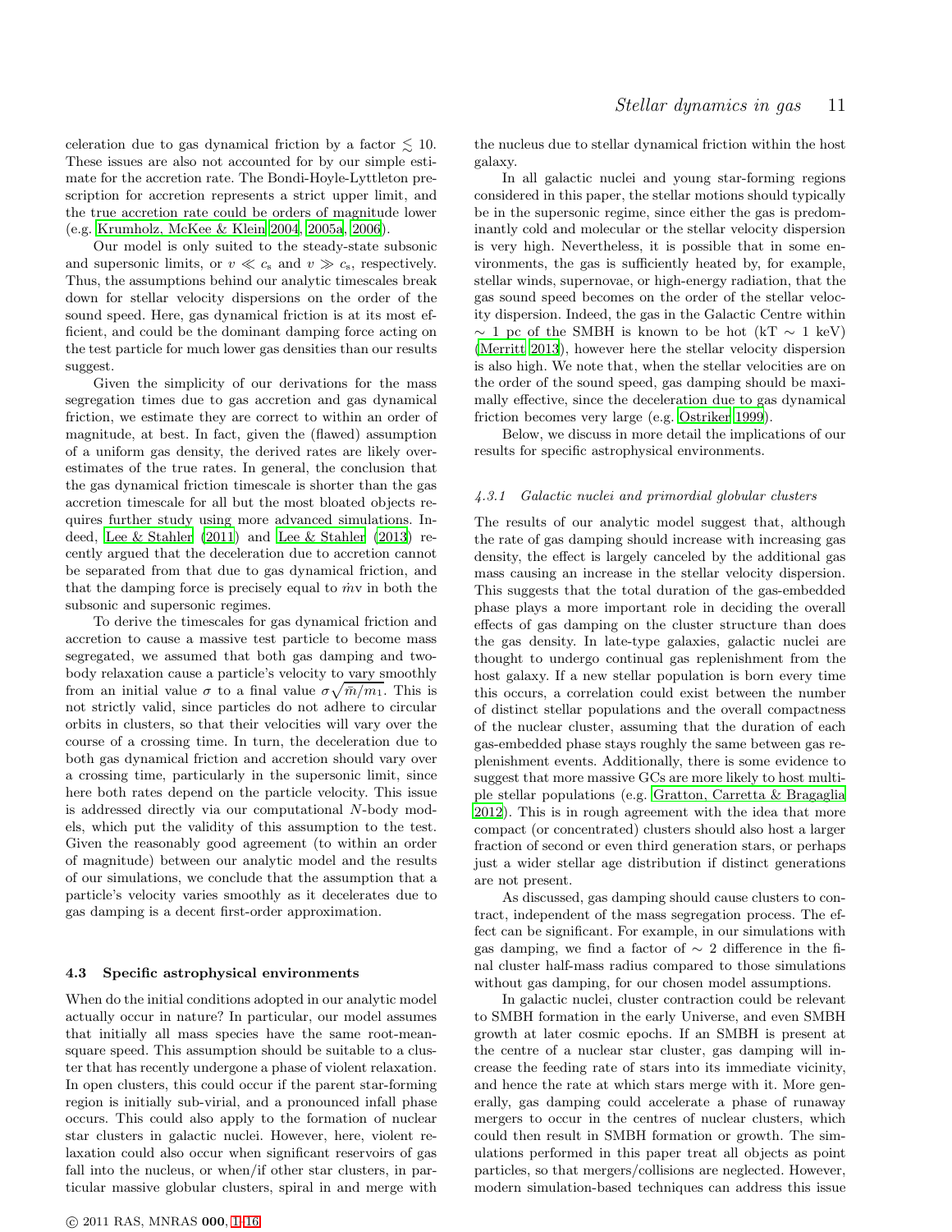celeration due to gas dynamical friction by a factor $\lesssim 10$. These issues are also not accounted for by our simple estimate for the accretion rate. The Bondi-Hoyle-Lyttleton prescription for accretion represents a strict upper limit, and the true accretion rate could be orders of magnitude lower (e.g. Krumholz, McKee & Klein 2004, 2005a, 2006).

Our model is only suited to the steady-state subsonic and supersonic limits, or $v \ll c_{\rm s}$ and $v \gg c_{\rm s}$, respectively. Thus, the assumptions behind our analytic timescales break down for stellar velocity dispersions on the order of the sound speed. Here, gas dynamical friction is at its most efficient, and could be the dominant damping force acting on the test particle for much lower gas densities than our results suggest.

Given the simplicity of our derivations for the mass segregation times due to gas accretion and gas dynamical friction, we estimate they are correct to within an order of magnitude, at best. In fact, given the (flawed) assumption of a uniform gas density, the derived rates are likely overestimates of the true rates. In general, the conclusion that the gas dynamical friction timescale is shorter than the gas accretion timescale for all but the most bloated objects requires further study using more advanced simulations. Indeed, Lee & Stahler (2011) and Lee & Stahler (2013) recently argued that the deceleration due to accretion cannot be separated from that due to gas dynamical friction, and that the damping force is precisely equal to $\dot{m}$v in both the subsonic and supersonic regimes.

To derive the timescales for gas dynamical friction and accretion to cause a massive test particle to become mass segregated, we assumed that both gas damping and two-body relaxation cause a particle's velocity to vary smoothly from an initial value $\sigma$ to a final value $\sigma\sqrt{\bar{m}/m_1}$. This is not strictly valid, since particles do not adhere to circular orbits in clusters, so that their velocities will vary over the course of a crossing time. In turn, the deceleration due to both gas dynamical friction and accretion should vary over a crossing time, particularly in the supersonic limit, since here both rates depend on the particle velocity. This issue is addressed directly via our computational $N$-body models, which put the validity of this assumption to the test. Given the reasonably good agreement (to within an order of magnitude) between our analytic model and the results of our simulations, we conclude that the assumption that a particle's velocity varies smoothly as it decelerates due to gas damping is a decent first-order approximation.

## 4.3 Specific astrophysical environments

When do the initial conditions adopted in our analytic model actually occur in nature? In particular, our model assumes that initially all mass species have the same root-mean-square speed. This assumption should be suitable to a cluster that has recently undergone a phase of violent relaxation. In open clusters, this could occur if the parent star-forming region is initially sub-virial, and a pronounced infall phase occurs. This could also apply to the formation of nuclear star clusters in galactic nuclei. However, here, violent relaxation could also occur when significant reservoirs of gas fall into the nucleus, or when/if other star clusters, in particular massive globular clusters, spiral in and merge with the nucleus due to stellar dynamical friction within the host galaxy.

In all galactic nuclei and young star-forming regions considered in this paper, the stellar motions should typically be in the supersonic regime, since either the gas is predominantly cold and molecular or the stellar velocity dispersion is very high. Nevertheless, it is possible that in some environments, the gas is sufficiently heated by, for example, stellar winds, supernovae, or high-energy radiation, that the gas sound speed becomes on the order of the stellar velocity dispersion. Indeed, the gas in the Galactic Centre within $\sim 1$ pc of the SMBH is known to be hot (kT $\sim 1$ keV) (Merritt 2013), however here the stellar velocity dispersion is also high. We note that, when the stellar velocities are on the order of the sound speed, gas damping should be maximally effective, since the deceleration due to gas dynamical friction becomes very large (e.g. Ostriker 1999).

Below, we discuss in more detail the implications of our results for specific astrophysical environments.

### 4.3.1 *Galactic nuclei and primordial globular clusters*

The results of our analytic model suggest that, although the rate of gas damping should increase with increasing gas density, the effect is largely canceled by the additional gas mass causing an increase in the stellar velocity dispersion. This suggests that the total duration of the gas-embedded phase plays a more important role in deciding the overall effects of gas damping on the cluster structure than does the gas density. In late-type galaxies, galactic nuclei are thought to undergo continual gas replenishment from the host galaxy. If a new stellar population is born every time this occurs, a correlation could exist between the number of distinct stellar populations and the overall compactness of the nuclear cluster, assuming that the duration of each gas-embedded phase stays roughly the same between gas replenishment events. Additionally, there is some evidence to suggest that more massive GCs are more likely to host multiple stellar populations (e.g. Gratton, Carretta & Bragaglia 2012). This is in rough agreement with the idea that more compact (or concentrated) clusters should also host a larger fraction of second or even third generation stars, or perhaps just a wider stellar age distribution if distinct generations are not present.

As discussed, gas damping should cause clusters to contract, independent of the mass segregation process. The effect can be significant. For example, in our simulations with gas damping, we find a factor of $\sim 2$ difference in the final cluster half-mass radius compared to those simulations without gas damping, for our chosen model assumptions.

In galactic nuclei, cluster contraction could be relevant to SMBH formation in the early Universe, and even SMBH growth at later cosmic epochs. If an SMBH is present at the centre of a nuclear star cluster, gas damping will increase the feeding rate of stars into its immediate vicinity, and hence the rate at which stars merge with it. More generally, gas damping could accelerate a phase of runaway mergers to occur in the centres of nuclear clusters, which could then result in SMBH formation or growth. The simulations performed in this paper treat all objects as point particles, so that mergers/collisions are neglected. However, modern simulation-based techniques can address this issue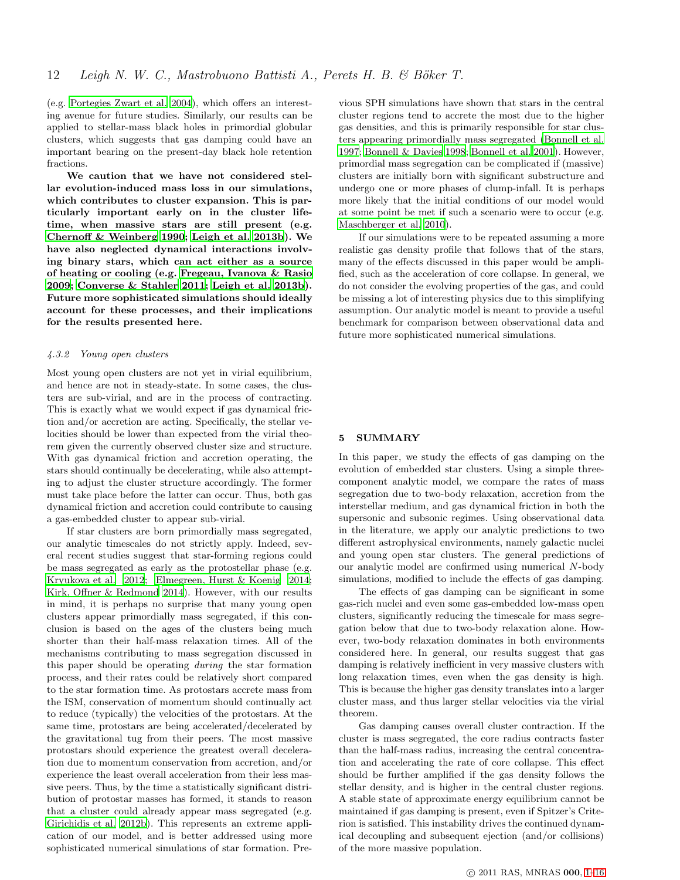(e.g. Portegies Zwart et al. 2004), which offers an interesting avenue for future studies. Similarly, our results can be applied to stellar-mass black holes in primordial globular clusters, which suggests that gas damping could have an important bearing on the present-day black hole retention fractions.

**We caution that we have not considered stellar evolution-induced mass loss in our simulations, which contributes to cluster expansion. This is particularly important early on in the cluster lifetime, when massive stars are still present (e.g. Chernoff & Weinberg 1990; Leigh et al. 2013b). We have also neglected dynamical interactions involving binary stars, which can act either as a source of heating or cooling (e.g. Fregeau, Ivanova & Rasio 2009; Converse & Stahler 2011; Leigh et al. 2013b). Future more sophisticated simulations should ideally account for these processes, and their implications for the results presented here.**

#### *4.3.2 Young open clusters*

Most young open clusters are not yet in virial equilibrium, and hence are not in steady-state. In some cases, the clusters are sub-virial, and are in the process of contracting. This is exactly what we would expect if gas dynamical friction and/or accretion are acting. Specifically, the stellar velocities should be lower than expected from the virial theorem given the currently observed cluster size and structure. With gas dynamical friction and accretion operating, the stars should continually be decelerating, while also attempting to adjust the cluster structure accordingly. The former must take place before the latter can occur. Thus, both gas dynamical friction and accretion could contribute to causing a gas-embedded cluster to appear sub-virial.

If star clusters are born primordially mass segregated, our analytic timescales do not strictly apply. Indeed, several recent studies suggest that star-forming regions could be mass segregated as early as the protostellar phase (e.g. Kryukova et al. 2012; Elmegreen, Hurst & Koenig 2014; Kirk, Offner & Redmond 2014). However, with our results in mind, it is perhaps no surprise that many young open clusters appear primordially mass segregated, if this conclusion is based on the ages of the clusters being much shorter than their half-mass relaxation times. All of the mechanisms contributing to mass segregation discussed in this paper should be operating *during* the star formation process, and their rates could be relatively short compared to the star formation time. As protostars accrete mass from the ISM, conservation of momentum should continually act to reduce (typically) the velocities of the protostars. At the same time, protostars are being accelerated/decelerated by the gravitational tug from their peers. The most massive protostars should experience the greatest overall deceleration due to momentum conservation from accretion, and/or experience the least overall acceleration from their less massive peers. Thus, by the time a statistically significant distribution of protostar masses has formed, it stands to reason that a cluster could already appear mass segregated (e.g. Girichidis et al. 2012b). This represents an extreme application of our model, and is better addressed using more sophisticated numerical simulations of star formation. Previous SPH simulations have shown that stars in the central cluster regions tend to accrete the most due to the higher gas densities, and this is primarily responsible for star clusters appearing primordially mass segregated (Bonnell et al. 1997; Bonnell & Davies 1998; Bonnell et al. 2001). However, primordial mass segregation can be complicated if (massive) clusters are initially born with significant substructure and undergo one or more phases of clump-infall. It is perhaps more likely that the initial conditions of our model would at some point be met if such a scenario were to occur (e.g. Maschberger et al. 2010).

If our simulations were to be repeated assuming a more realistic gas density profile that follows that of the stars, many of the effects discussed in this paper would be amplified, such as the acceleration of core collapse. In general, we do not consider the evolving properties of the gas, and could be missing a lot of interesting physics due to this simplifying assumption. Our analytic model is meant to provide a useful benchmark for comparison between observational data and future more sophisticated numerical simulations.

## 5 SUMMARY

In this paper, we study the effects of gas damping on the evolution of embedded star clusters. Using a simple three-component analytic model, we compare the rates of mass segregation due to two-body relaxation, accretion from the interstellar medium, and gas dynamical friction in both the supersonic and subsonic regimes. Using observational data in the literature, we apply our analytic predictions to two different astrophysical environments, namely galactic nuclei and young open star clusters. The general predictions of our analytic model are confirmed using numerical $N$-body simulations, modified to include the effects of gas damping.

The effects of gas damping can be significant in some gas-rich nuclei and even some gas-embedded low-mass open clusters, significantly reducing the timescale for mass segregation below that due to two-body relaxation alone. However, two-body relaxation dominates in both environments considered here. In general, our results suggest that gas damping is relatively inefficient in very massive clusters with long relaxation times, even when the gas density is high. This is because the higher gas density translates into a larger cluster mass, and thus larger stellar velocities via the virial theorem.

Gas damping causes overall cluster contraction. If the cluster is mass segregated, the core radius contracts faster than the half-mass radius, increasing the central concentration and accelerating the rate of core collapse. This effect should be further amplified if the gas density follows the stellar density, and is higher in the central cluster regions. A stable state of approximate energy equilibrium cannot be maintained if gas damping is present, even if Spitzer's Criterion is satisfied. This instability drives the continued dynamical decoupling and subsequent ejection (and/or collisions) of the more massive population.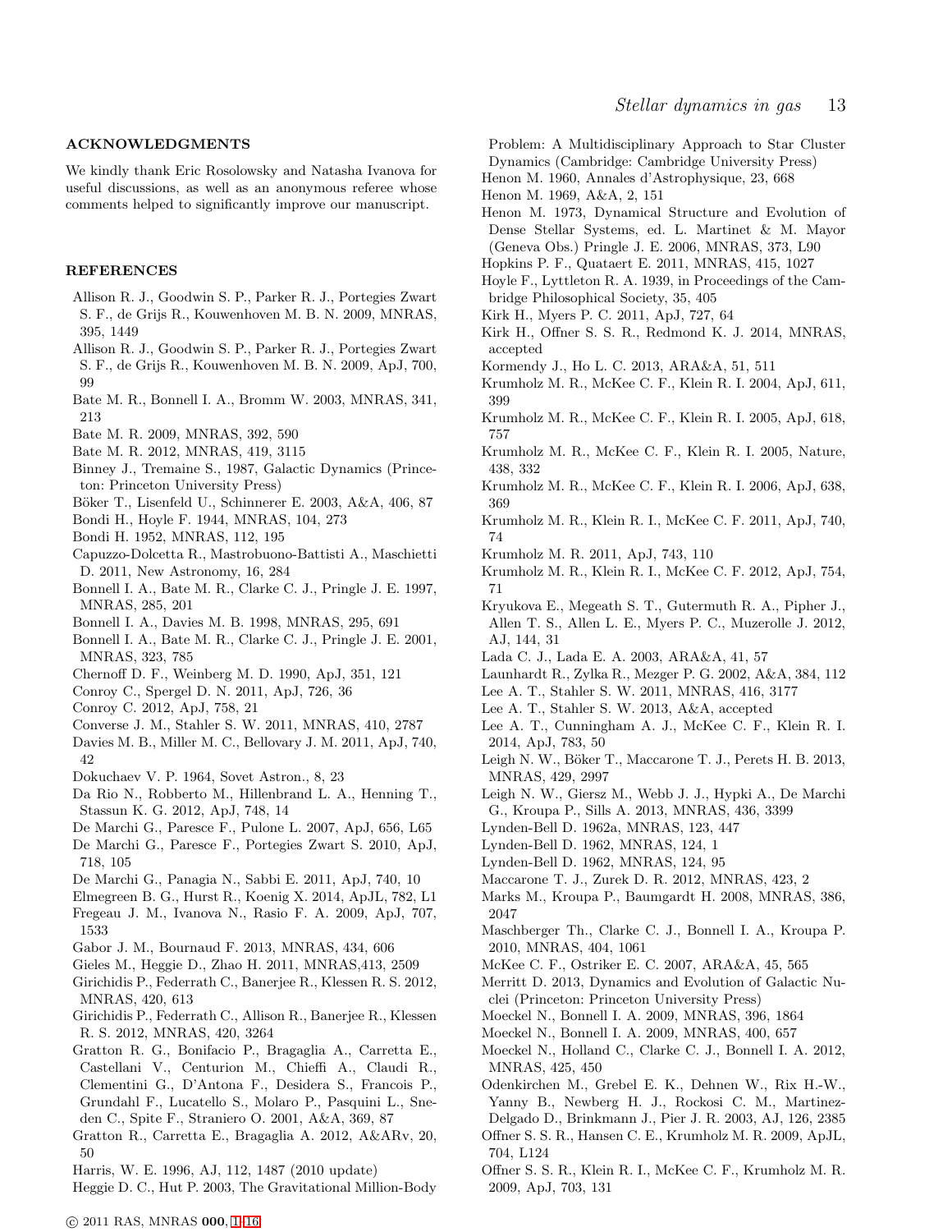## ACKNOWLEDGMENTS

We kindly thank Eric Rosolowsky and Natasha Ivanova for useful discussions, as well as an anonymous referee whose comments helped to significantly improve our manuscript.

## REFERENCES

Allison R. J., Goodwin S. P., Parker R. J., Portegies Zwart S. F., de Grijs R., Kouwenhoven M. B. N. 2009, MNRAS, 395, 1449

Allison R. J., Goodwin S. P., Parker R. J., Portegies Zwart S. F., de Grijs R., Kouwenhoven M. B. N. 2009, ApJ, 700, 99

Bate M. R., Bonnell I. A., Bromm W. 2003, MNRAS, 341, 213

Bate M. R. 2009, MNRAS, 392, 590

Bate M. R. 2012, MNRAS, 419, 3115

Binney J., Tremaine S., 1987, Galactic Dynamics (Princeton: Princeton University Press)

Böker T., Lisenfeld U., Schinnerer E. 2003, A&A, 406, 87

Bondi H., Hoyle F. 1944, MNRAS, 104, 273

Bondi H. 1952, MNRAS, 112, 195

Capuzzo-Dolcetta R., Mastrobuono-Battisti A., Maschietti D. 2011, New Astronomy, 16, 284

Bonnell I. A., Bate M. R., Clarke C. J., Pringle J. E. 1997, MNRAS, 285, 201

Bonnell I. A., Davies M. B. 1998, MNRAS, 295, 691

Bonnell I. A., Bate M. R., Clarke C. J., Pringle J. E. 2001, MNRAS, 323, 785

Chernoff D. F., Weinberg M. D. 1990, ApJ, 351, 121

Conroy C., Spergel D. N. 2011, ApJ, 726, 36

Conroy C. 2012, ApJ, 758, 21

Converse J. M., Stahler S. W. 2011, MNRAS, 410, 2787

Davies M. B., Miller M. C., Bellovary J. M. 2011, ApJ, 740, 42

Dokuchaev V. P. 1964, Sovet Astron., 8, 23

Da Rio N., Robberto M., Hillenbrand L. A., Henning T., Stassun K. G. 2012, ApJ, 748, 14

De Marchi G., Paresce F., Pulone L. 2007, ApJ, 656, L65

De Marchi G., Paresce F., Portegies Zwart S. 2010, ApJ, 718, 105

De Marchi G., Panagia N., Sabbi E. 2011, ApJ, 740, 10

Elmegreen B. G., Hurst R., Koenig X. 2014, ApJL, 782, L1

Fregeau J. M., Ivanova N., Rasio F. A. 2009, ApJ, 707, 1533

Gabor J. M., Bournaud F. 2013, MNRAS, 434, 606

Gieles M., Heggie D., Zhao H. 2011, MNRAS,413, 2509

Girichidis P., Federrath C., Banerjee R., Klessen R. S. 2012, MNRAS, 420, 613

Girichidis P., Federrath C., Allison R., Banerjee R., Klessen R. S. 2012, MNRAS, 420, 3264

Gratton R. G., Bonifacio P., Bragaglia A., Carretta E., Castellani V., Centurion M., Chieffi A., Claudi R., Clementini G., D'Antona F., Desidera S., Francois P., Grundahl F., Lucatello S., Molaro P., Pasquini L., Sneden C., Spite F., Straniero O. 2001, A&A, 369, 87

Gratton R., Carretta E., Bragaglia A. 2012, A&ARv, 20, 50

Harris, W. E. 1996, AJ, 112, 1487 (2010 update)

Heggie D. C., Hut P. 2003, The Gravitational Million-Body Problem: A Multidisciplinary Approach to Star Cluster Dynamics (Cambridge: Cambridge University Press)

Henon M. 1960, Annales d'Astrophysique, 23, 668

Henon M. 1969, A&A, 2, 151

Henon M. 1973, Dynamical Structure and Evolution of Dense Stellar Systems, ed. L. Martinet & M. Mayor (Geneva Obs.) Pringle J. E. 2006, MNRAS, 373, L90

Hopkins P. F., Quataert E. 2011, MNRAS, 415, 1027

Hoyle F., Lyttleton R. A. 1939, in Proceedings of the Cambridge Philosophical Society, 35, 405

Kirk H., Myers P. C. 2011, ApJ, 727, 64

Kirk H., Offner S. S. R., Redmond K. J. 2014, MNRAS, accepted

Kormendy J., Ho L. C. 2013, ARA&A, 51, 511

Krumholz M. R., McKee C. F., Klein R. I. 2004, ApJ, 611, 399

Krumholz M. R., McKee C. F., Klein R. I. 2005, ApJ, 618, 757

Krumholz M. R., McKee C. F., Klein R. I. 2005, Nature, 438, 332

Krumholz M. R., McKee C. F., Klein R. I. 2006, ApJ, 638, 369

Krumholz M. R., Klein R. I., McKee C. F. 2011, ApJ, 740, 74

Krumholz M. R. 2011, ApJ, 743, 110

Krumholz M. R., Klein R. I., McKee C. F. 2012, ApJ, 754, 71

Kryukova E., Megeath S. T., Gutermuth R. A., Pipher J., Allen T. S., Allen L. E., Myers P. C., Muzerolle J. 2012, AJ, 144, 31

Lada C. J., Lada E. A. 2003, ARA&A, 41, 57

Launhardt R., Zylka R., Mezger P. G. 2002, A&A, 384, 112

Lee A. T., Stahler S. W. 2011, MNRAS, 416, 3177

Lee A. T., Stahler S. W. 2013, A&A, accepted

Lee A. T., Cunningham A. J., McKee C. F., Klein R. I. 2014, ApJ, 783, 50

Leigh N. W., Böker T., Maccarone T. J., Perets H. B. 2013, MNRAS, 429, 2997

Leigh N. W., Giersz M., Webb J. J., Hypki A., De Marchi G., Kroupa P., Sills A. 2013, MNRAS, 436, 3399

Lynden-Bell D. 1962a, MNRAS, 123, 447

Lynden-Bell D. 1962, MNRAS, 124, 1

Lynden-Bell D. 1962, MNRAS, 124, 95

Maccarone T. J., Zurek D. R. 2012, MNRAS, 423, 2

Marks M., Kroupa P., Baumgardt H. 2008, MNRAS, 386, 2047

Maschberger Th., Clarke C. J., Bonnell I. A., Kroupa P. 2010, MNRAS, 404, 1061

McKee C. F., Ostriker E. C. 2007, ARA&A, 45, 565

Merritt D. 2013, Dynamics and Evolution of Galactic Nuclei (Princeton: Princeton University Press)

Moeckel N., Bonnell I. A. 2009, MNRAS, 396, 1864

Moeckel N., Bonnell I. A. 2009, MNRAS, 400, 657

Moeckel N., Holland C., Clarke C. J., Bonnell I. A. 2012, MNRAS, 425, 450

Odenkirchen M., Grebel E. K., Dehnen W., Rix H.-W., Yanny B., Newberg H. J., Rockosi C. M., Martinez-Delgado D., Brinkmann J., Pier J. R. 2003, AJ, 126, 2385

Offner S. S. R., Hansen C. E., Krumholz M. R. 2009, ApJL, 704, L124

Offner S. S. R., Klein R. I., McKee C. F., Krumholz M. R. 2009, ApJ, 703, 131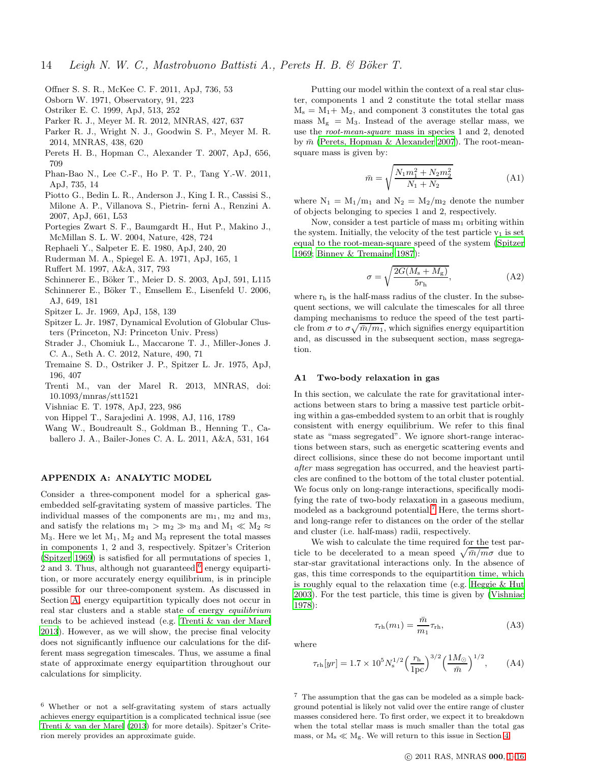Offner S. S. R., McKee C. F. 2011, ApJ, 736, 53
Osborn W. 1971, Observatory, 91, 223
Ostriker E. C. 1999, ApJ, 513, 252
Parker R. J., Meyer M. R. 2012, MNRAS, 427, 637
Parker R. J., Wright N. J., Goodwin S. P., Meyer M. R. 2014, MNRAS, 438, 620
Perets H. B., Hopman C., Alexander T. 2007, ApJ, 656, 709
Phan-Bao N., Lee C.-F., Ho P. T. P., Tang Y.-W. 2011, ApJ, 735, 14
Piotto G., Bedin L. R., Anderson J., King I. R., Cassisi S., Milone A. P., Villanova S., Pietrin- ferni A., Renzini A. 2007, ApJ, 661, L53
Portegies Zwart S. F., Baumgardt H., Hut P., Makino J., McMillan S. L. W. 2004, Nature, 428, 724
Rephaeli Y., Salpeter E. E. 1980, ApJ, 240, 20
Ruderman M. A., Spiegel E. A. 1971, ApJ, 165, 1
Ruffert M. 1997, A&A, 317, 793
Schinnerer E., Böker T., Meier D. S. 2003, ApJ, 591, L115
Schinnerer E., Böker T., Emsellem E., Lisenfeld U. 2006, AJ, 649, 181
Spitzer L. Jr. 1969, ApJ, 158, 139
Spitzer L. Jr. 1987, Dynamical Evolution of Globular Clusters (Princeton, NJ: Princeton Univ. Press)
Strader J., Chomiuk L., Maccarone T. J., Miller-Jones J. C. A., Seth A. C. 2012, Nature, 490, 71
Tremaine S. D., Ostriker J. P., Spitzer L. Jr. 1975, ApJ, 196, 407
Trenti M., van der Marel R. 2013, MNRAS, doi: 10.1093/mnras/stt1521
Vishniac E. T. 1978, ApJ, 223, 986
von Hippel T., Sarajedini A. 1998, AJ, 116, 1789
Wang W., Boudreault S., Goldman B., Henning T., Caballero J. A., Bailer-Jones C. A. L. 2011, A&A, 531, 164

## APPENDIX A: ANALYTIC MODEL

Consider a three-component model for a spherical gas-embedded self-gravitating system of massive particles. The individual masses of the components are $m_1$, $m_2$ and $m_3$, and satisfy the relations $m_1 > m_2 \gg m_3$ and $M_1 \ll M_2 \approx M_3$. Here we let $M_1$, $M_2$ and $M_3$ represent the total masses in components 1, 2 and 3, respectively. Spitzer's Criterion (Spitzer 1969) is satisfied for all permutations of species 1, 2 and 3. Thus, although not guaranteed[6] energy equipartition, or more accurately energy equilibrium, is in principle possible for our three-component system. As discussed in Section A, energy equipartition typically does not occur in real star clusters and a stable state of energy *equilibrium* tends to be achieved instead (e.g. Trenti & van der Marel 2013). However, as we will show, the precise final velocity does not significantly influence our calculations for the different mass segregation timescales. Thus, we assume a final state of approximate energy equipartition throughout our calculations for simplicity.

Putting our model within the context of a real star cluster, components 1 and 2 constitute the total stellar mass $M_s = M_1 + M_2$, and component 3 constitutes the total gas mass $M_g = M_3$. Instead of the average stellar mass, we use the *root-mean-square* mass in species 1 and 2, denoted by $\bar{m}$ (Perets, Hopman & Alexander 2007). The root-mean-square mass is given by:

$$\bar{m} = \sqrt{\frac{N_1 m_1^2 + N_2 m_2^2}{N_1 + N_2}} \tag{A1}$$

where $N_1 = M_1/m_1$ and $N_2 = M_2/m_2$ denote the number of objects belonging to species 1 and 2, respectively.

Now, consider a test particle of mass $m_1$ orbiting within the system. Initially, the velocity of the test particle $v_1$ is set equal to the root-mean-square speed of the system (Spitzer 1969; Binney & Tremaine 1987):

$$\sigma = \sqrt{\frac{2G(M_s + M_g)}{5r_h}}, \tag{A2}$$

where $r_h$ is the half-mass radius of the cluster. In the subsequent sections, we will calculate the timescales for all three damping mechanisms to reduce the speed of the test particle from $\sigma$ to $\sigma\sqrt{\bar{m}/m_1}$, which signifies energy equipartition and, as discussed in the subsequent section, mass segregation.

### A1 Two-body relaxation in gas

In this section, we calculate the rate for gravitational interactions between stars to bring a massive test particle orbiting within a gas-embedded system to an orbit that is roughly consistent with energy equilibrium. We refer to this final state as "mass segregated". We ignore short-range interactions between stars, such as energetic scattering events and direct collisions, since these do not become important until *after* mass segregation has occurred, and the heaviest particles are confined to the bottom of the total cluster potential. We focus only on long-range interactions, specifically modifying the rate of two-body relaxation in a gaseous medium, modeled as a background potential.[7] Here, the terms short- and long-range refer to distances on the order of the stellar and cluster (i.e. half-mass) radii, respectively.

We wish to calculate the time required for the test particle to be decelerated to a mean speed $\sqrt{\bar{m}/m}\sigma$ due to star-star gravitational interactions only. In the absence of gas, this time corresponds to the equipartition time, which is roughly equal to the relaxation time (e.g. Heggie & Hut 2003). For the test particle, this time is given by (Vishniac 1978):

$$\tau_{\rm rh}(m_1) = \frac{\bar{m}}{m_1}\tau_{\rm rh}, \tag{A3}$$

where

$$\tau_{\rm rh}[yr] = 1.7 \times 10^5 N_s^{1/2}\Big(\frac{r_h}{1{\rm pc}}\Big)^{3/2}\Big(\frac{1M_{\odot}}{\bar{m}}\Big)^{1/2}, \tag{A4}$$

[6] Whether or not a self-gravitating system of stars actually achieves energy equipartition is a complicated technical issue (see Trenti & van der Marel (2013) for more details). Spitzer's Criterion merely provides an approximate guide.

[7] The assumption that the gas can be modeled as a simple background potential is likely not valid over the entire range of cluster masses considered here. To first order, we expect it to breakdown when the total stellar mass is much smaller than the total gas mass, or $M_s \ll M_g$. We will return to this issue in Section 4.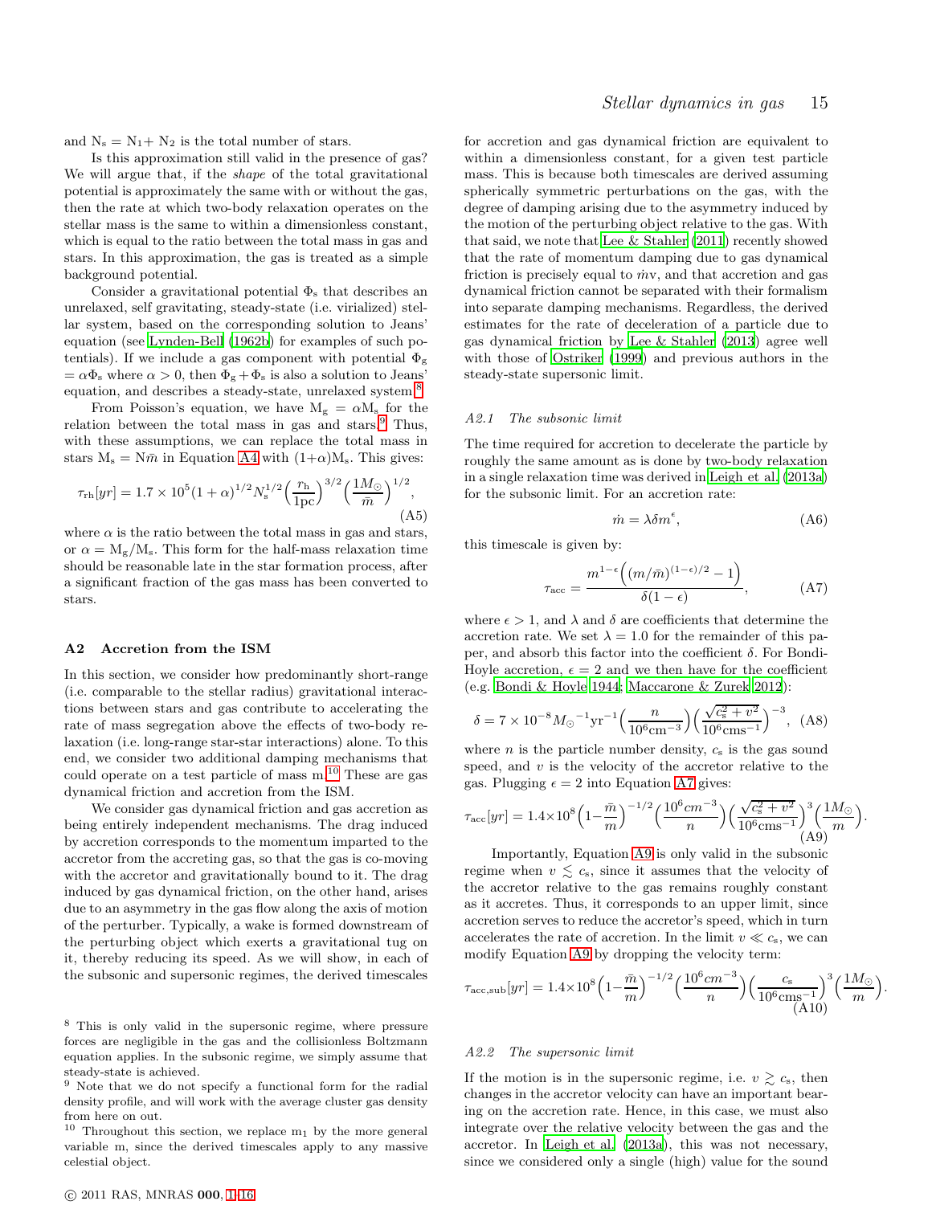and $N_s = N_1 + N_2$ is the total number of stars.

Is this approximation still valid in the presence of gas? We will argue that, if the *shape* of the total gravitational potential is approximately the same with or without the gas, then the rate at which two-body relaxation operates on the stellar mass is the same to within a dimensionless constant, which is equal to the ratio between the total mass in gas and stars. In this approximation, the gas is treated as a simple background potential.

Consider a gravitational potential $\Phi_s$ that describes an unrelaxed, self gravitating, steady-state (i.e. virialized) stellar system, based on the corresponding solution to Jeans' equation (see Lynden-Bell (1962b) for examples of such potentials). If we include a gas component with potential $\Phi_g = \alpha\Phi_s$ where $\alpha > 0$, then $\Phi_g + \Phi_s$ is also a solution to Jeans' equation, and describes a steady-state, unrelaxed system.[8]

From Poisson's equation, we have $M_g = \alpha M_s$ for the relation between the total mass in gas and stars.[9] Thus, with these assumptions, we can replace the total mass in stars $M_s = N\bar{m}$ in Equation A4 with $(1+\alpha)M_s$. This gives:

$$\tau_{\rm rh}[yr] = 1.7 \times 10^5 (1+\alpha)^{1/2} N_s^{1/2} \Big(\frac{r_{\rm h}}{1{\rm pc}}\Big)^{3/2}\Big(\frac{1M_{\odot}}{\bar{m}}\Big)^{1/2}, \tag{A5}$$

where $\alpha$ is the ratio between the total mass in gas and stars, or $\alpha = M_g/M_s$. This form for the half-mass relaxation time should be reasonable late in the star formation process, after a significant fraction of the gas mass has been converted to stars.

## A2 Accretion from the ISM

In this section, we consider how predominantly short-range (i.e. comparable to the stellar radius) gravitational interactions between stars and gas contribute to accelerating the rate of mass segregation above the effects of two-body relaxation (i.e. long-range star-star interactions) alone. To this end, we consider two additional damping mechanisms that could operate on a test particle of mass m.[10] These are gas dynamical friction and accretion from the ISM.

We consider gas dynamical friction and gas accretion as being entirely independent mechanisms. The drag induced by accretion corresponds to the momentum imparted to the accretor from the accreting gas, so that the gas is co-moving with the accretor and gravitationally bound to it. The drag induced by gas dynamical friction, on the other hand, arises due to an asymmetry in the gas flow along the axis of motion of the perturber. Typically, a wake is formed downstream of the perturbing object which exerts a gravitational tug on it, thereby reducing its speed. As we will show, in each of the subsonic and supersonic regimes, the derived timescales for accretion and gas dynamical friction are equivalent to within a dimensionless constant, for a given test particle mass. This is because both timescales are derived assuming spherically symmetric perturbations on the gas, with the degree of damping arising due to the asymmetry induced by the motion of the perturbing object relative to the gas. With that said, we note that Lee & Stahler (2011) recently showed that the rate of momentum damping due to gas dynamical friction is precisely equal to $\dot{m}$v, and that accretion and gas dynamical friction cannot be separated with their formalism into separate damping mechanisms. Regardless, the derived estimates for the rate of deceleration of a particle due to gas dynamical friction by Lee & Stahler (2013) agree well with those of Ostriker (1999) and previous authors in the steady-state supersonic limit.

### A2.1 The subsonic limit

The time required for accretion to decelerate the particle by roughly the same amount as is done by two-body relaxation in a single relaxation time was derived in Leigh et al. (2013a) for the subsonic limit. For an accretion rate:

$$\dot{m} = \lambda\delta m^{\epsilon}, \tag{A6}$$

this timescale is given by:

$$\tau_{\rm acc} = \frac{m^{1-\epsilon}\Big((m/\bar{m})^{(1-\epsilon)/2} - 1\Big)}{\delta(1-\epsilon)}, \tag{A7}$$

where $\epsilon > 1$, and $\lambda$ and $\delta$ are coefficients that determine the accretion rate. We set $\lambda = 1.0$ for the remainder of this paper, and absorb this factor into the coefficient $\delta$. For Bondi-Hoyle accretion, $\epsilon = 2$ and we then have for the coefficient (e.g. Bondi & Hoyle 1944; Maccarone & Zurek 2012):

$$\delta = 7 \times 10^{-8} {M_{\odot}}^{-1}{\rm yr}^{-1}\Big(\frac{n}{10^6{\rm cm}^{-3}}\Big)\Big(\frac{\sqrt{c_s^2+v^2}}{10^6{\rm cms}^{-1}}\Big)^{-3}, \tag{A8}$$

where $n$ is the particle number density, $c_s$ is the gas sound speed, and $v$ is the velocity of the accretor relative to the gas. Plugging $\epsilon = 2$ into Equation A7 gives:

$$\tau_{\rm acc}[yr] = 1.4{\times}10^8\Big(1{-}\frac{\bar{m}}{m}\Big)^{-1/2}\Big(\frac{10^6cm^{-3}}{n}\Big)\Big(\frac{\sqrt{c_s^2+v^2}}{10^6{\rm cms}^{-1}}\Big)^{3}\Big(\frac{1M_{\odot}}{m}\Big). \tag{A9}$$

Importantly, Equation A9 is only valid in the subsonic regime when $v \lesssim c_s$, since it assumes that the velocity of the accretor relative to the gas remains roughly constant as it accretes. Thus, it corresponds to an upper limit, since accretion serves to reduce the accretor's speed, which in turn accelerates the rate of accretion. In the limit $v \ll c_s$, we can modify Equation A9 by dropping the velocity term:

$$\tau_{\rm acc,sub}[yr] = 1.4{\times}10^8\Big(1{-}\frac{\bar{m}}{m}\Big)^{-1/2}\Big(\frac{10^6cm^{-3}}{n}\Big)\Big(\frac{c_s}{10^6{\rm cms}^{-1}}\Big)^{3}\Big(\frac{1M_{\odot}}{m}\Big). \tag{A10}$$

### A2.2 The supersonic limit

If the motion is in the supersonic regime, i.e. $v \gtrsim c_s$, then changes in the accretor velocity can have an important bearing on the accretion rate. Hence, in this case, we must also integrate over the relative velocity between the gas and the accretor. In Leigh et al. (2013a), this was not necessary, since we considered only a single (high) value for the sound

[8] This is only valid in the supersonic regime, where pressure forces are negligible in the gas and the collisionless Boltzmann equation applies. In the subsonic regime, we simply assume that steady-state is achieved.

[9] Note that we do not specify a functional form for the radial density profile, and will work with the average cluster gas density from here on out.

[10] Throughout this section, we replace $m_1$ by the more general variable m, since the derived timescales apply to any massive celestial object.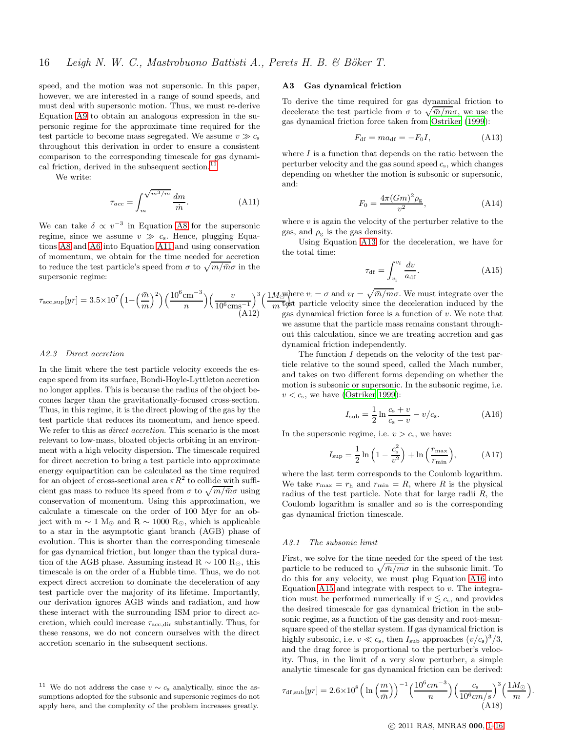speed, and the motion was not supersonic. In this paper, however, we are interested in a range of sound speeds, and must deal with supersonic motion. Thus, we must re-derive Equation A9 to obtain an analogous expression in the supersonic regime for the approximate time required for the test particle to become mass segregated. We assume $v \gg c_{\rm s}$ throughout this derivation in order to ensure a consistent comparison to the corresponding timescale for gas dynamical friction, derived in the subsequent section.[11]

We write:

$$\tau_{acc} = \int_{m}^{\sqrt{m^3/\bar{m}}} \frac{dm}{\dot{m}}. \tag{A11}$$

We can take $\delta \propto v^{-3}$ in Equation A8 for the supersonic regime, since we assume $v \gg c_{\rm s}$. Hence, plugging Equations A8 and A6 into Equation A11 and using conservation of momentum, we obtain for the time needed for accretion to reduce the test particle's speed from $\sigma$ to $\sqrt{m/\bar{m}}\sigma$ in the supersonic regime:

$$\tau_{\rm acc,sup}[yr] = 3.5{\times}10^{7}\Big(1{-}\Big(\frac{\bar{m}}{m}\Big)^{2}\Big)\Big(\frac{10^{6}{\rm cm}^{-3}}{n}\Big)\Big(\frac{v}{10^{6}{\rm cms}^{-1}}\Big)^{3}\Big(\frac{1M_{\odot}}{m}\Big) \tag{A12}$$

### A2.3 Direct accretion

In the limit where the test particle velocity exceeds the escape speed from its surface, Bondi-Hoyle-Lyttleton accretion no longer applies. This is because the radius of the object becomes larger than the gravitationally-focused cross-section. Thus, in this regime, it is the direct plowing of the gas by the test particle that reduces its momentum, and hence speed. We refer to this as *direct accretion*. This scenario is the most relevant to low-mass, bloated objects orbiting in an environment with a high velocity dispersion. The timescale required for direct accretion to bring a test particle into approximate energy equipartition can be calculated as the time required for an object of cross-sectional area $\pi R^2$ to collide with sufficient gas mass to reduce its speed from $\sigma$ to $\sqrt{m/\bar{m}}\sigma$ using conservation of momentum. Using this approximation, we calculate a timescale on the order of 100 Myr for an object with m $\sim$ 1 M$_{\odot}$ and R $\sim$ 1000 R$_{\odot}$, which is applicable to a star in the asymptotic giant branch (AGB) phase of evolution. This is shorter than the corresponding timescale for gas dynamical friction, but longer than the typical duration of the AGB phase. Assuming instead R $\sim$ 100 R$_{\odot}$, this timescale is on the order of a Hubble time. Thus, we do not expect direct accretion to dominate the deceleration of any test particle over the majority of its lifetime. Importantly, our derivation ignores AGB winds and radiation, and how these interact with the surrounding ISM prior to direct accretion, which could increase $\tau_{\rm acc,dir}$ substantially. Thus, for these reasons, we do not concern ourselves with the direct accretion scenario in the subsequent sections.

[11] We do not address the case $v \sim c_{\rm s}$ analytically, since the assumptions adopted for the subsonic and supersonic regimes do not apply here, and the complexity of the problem increases greatly.

## A3 Gas dynamical friction

To derive the time required for gas dynamical friction to decelerate the test particle from $\sigma$ to $\sqrt{\bar{m}/m}\sigma$, we use the gas dynamical friction force taken from Ostriker (1999):

$$F_{\rm df} = ma_{\rm df} = -F_{0}I, \tag{A13}$$

where $I$ is a function that depends on the ratio between the perturber velocity and the gas sound speed $c_{\rm s}$, which changes depending on whether the motion is subsonic or supersonic, and:

$$F_{0} = \frac{4\pi(Gm)^{2}\rho_{\rm g}}{v^{2}}, \tag{A14}$$

where $v$ is again the velocity of the perturber relative to the gas, and $\rho_{\rm g}$ is the gas density.

Using Equation A13 for the deceleration, we have for the total time:

$$\tau_{\rm df} = \int_{v_{\rm i}}^{v_{\rm f}} \frac{dv}{a_{\rm df}}. \tag{A15}$$

where $v_{\rm i} = \sigma$ and $v_{\rm f} = \sqrt{\bar{m}/m}\sigma$. We must integrate over the test particle velocity since the deceleration induced by the gas dynamical friction force is a function of $v$. We note that we assume that the particle mass remains constant throughout this calculation, since we are treating accretion and gas dynamical friction independently.

The function $I$ depends on the velocity of the test particle relative to the sound speed, called the Mach number, and takes on two different forms depending on whether the motion is subsonic or supersonic. In the subsonic regime, i.e. $v < c_{\rm s}$, we have (Ostriker 1999):

$$I_{\rm sub} = \frac{1}{2}\ln\frac{c_{\rm s}+v}{c_{\rm s}-v} - v/c_{\rm s}. \tag{A16}$$

In the supersonic regime, i.e. $v > c_{\rm s}$, we have:

$$I_{\rm sup} = \frac{1}{2}\ln\Big(1-\frac{c_{\rm s}^{2}}{v^{2}}\Big) + \ln\Big(\frac{r_{\rm max}}{r_{\rm min}}\Big), \tag{A17}$$

where the last term corresponds to the Coulomb logarithm. We take $r_{\rm max} = r_{\rm h}$ and $r_{\rm min} = R$, where $R$ is the physical radius of the test particle. Note that for large radii $R$, the Coulomb logarithm is smaller and so is the corresponding gas dynamical friction timescale.

### A3.1 The subsonic limit

First, we solve for the time needed for the speed of the test particle to be reduced to $\sqrt{\bar{m}/m}\sigma$ in the subsonic limit. To do this for any velocity, we must plug Equation A16 into Equation A15 and integrate with respect to $v$. The integration must be performed numerically if $v \lesssim c_{\rm s}$, and provides the desired timescale for gas dynamical friction in the subsonic regime, as a function of the gas density and root-mean-square speed of the stellar system. If gas dynamical friction is highly subsonic, i.e. $v \ll c_{\rm s}$, then $I_{\rm sub}$ approaches $(v/c_{\rm s})^3/3$, and the drag force is proportional to the perturber's velocity. Thus, in the limit of a very slow perturber, a simple analytic timescale for gas dynamical friction can be derived:

$$\tau_{\rm df,sub}[yr] = 2.6{\times}10^{8}\Big(\ln\Big(\frac{m}{\bar{m}}\Big)\Big)^{-1}\Big(\frac{10^{6}cm^{-3}}{n}\Big)\Big(\frac{c_{\rm s}}{10^{6}cm/s}\Big)^{3}\Big(\frac{1M_{\odot}}{m}\Big). \tag{A18}$$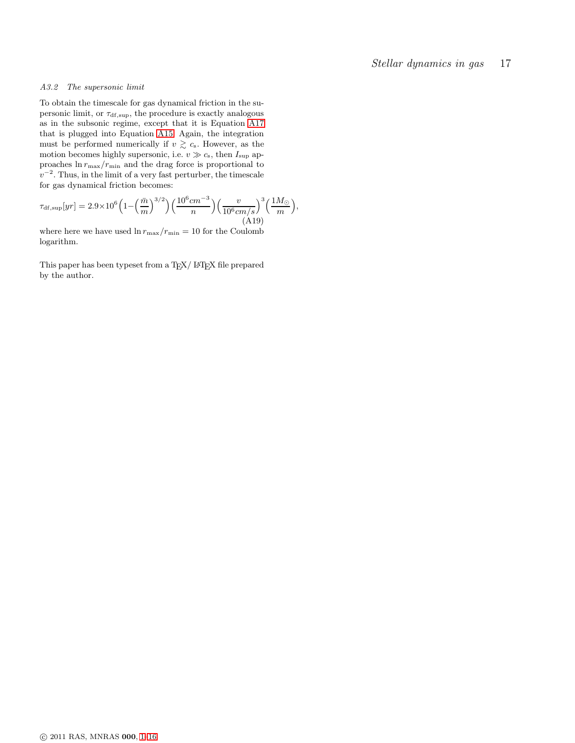### A3.2 The supersonic limit

To obtain the timescale for gas dynamical friction in the supersonic limit, or $\tau_{\rm df,sup}$, the procedure is exactly analogous as in the subsonic regime, except that it is Equation A17 that is plugged into Equation A15. Again, the integration must be performed numerically if $v \gtrsim c_{\rm s}$. However, as the motion becomes highly supersonic, i.e. $v \gg c_{\rm s}$, then $I_{\rm sup}$ approaches $\ln r_{\rm max}/r_{\rm min}$ and the drag force is proportional to $v^{-2}$. Thus, in the limit of a very fast perturber, the timescale for gas dynamical friction becomes:

$$\tau_{\rm df,sup}[yr] = 2.9{\times}10^6\Big(1{-}\Big(\frac{\bar{m}}{m}\Big)^{3/2}\Big)\Big(\frac{10^6 cm^{-3}}{n}\Big)\Big(\frac{v}{10^6 cm/s}\Big)^3\Big(\frac{1M_{\odot}}{m}\Big), \tag{A19}$$

where here we have used $\ln r_{\rm max}/r_{\rm min} = 10$ for the Coulomb logarithm.

This paper has been typeset from a TEX/ LATEX file prepared by the author.